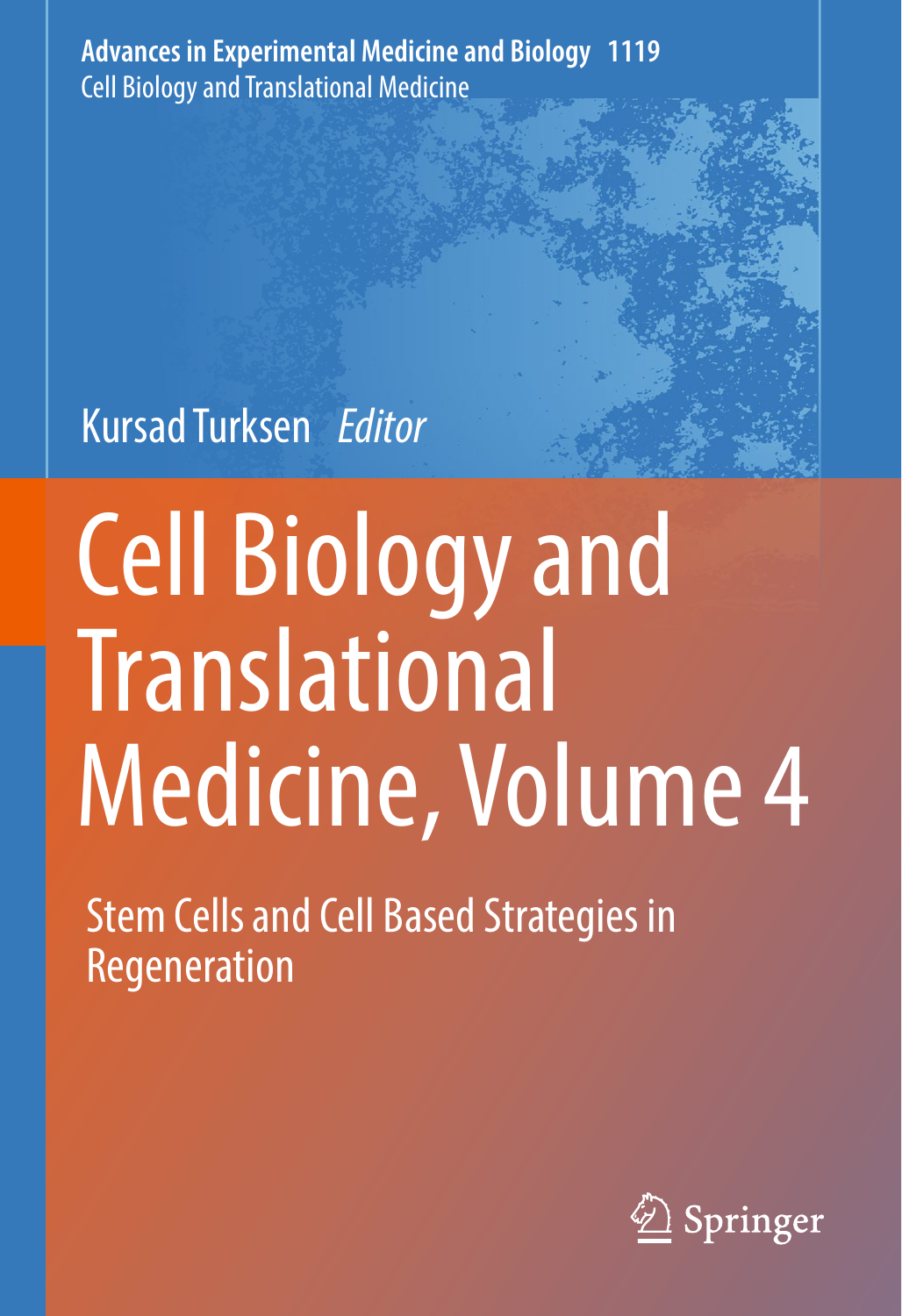**Advances in Experimental Medicine and Biology 1119**

Cell Biology and Translational Medicine

Kursad Turksen *Editor*

# Cell Biology and Translational Medicine, Volume 4

## Stem Cells and Cell Based Strategies in Regeneration

Springer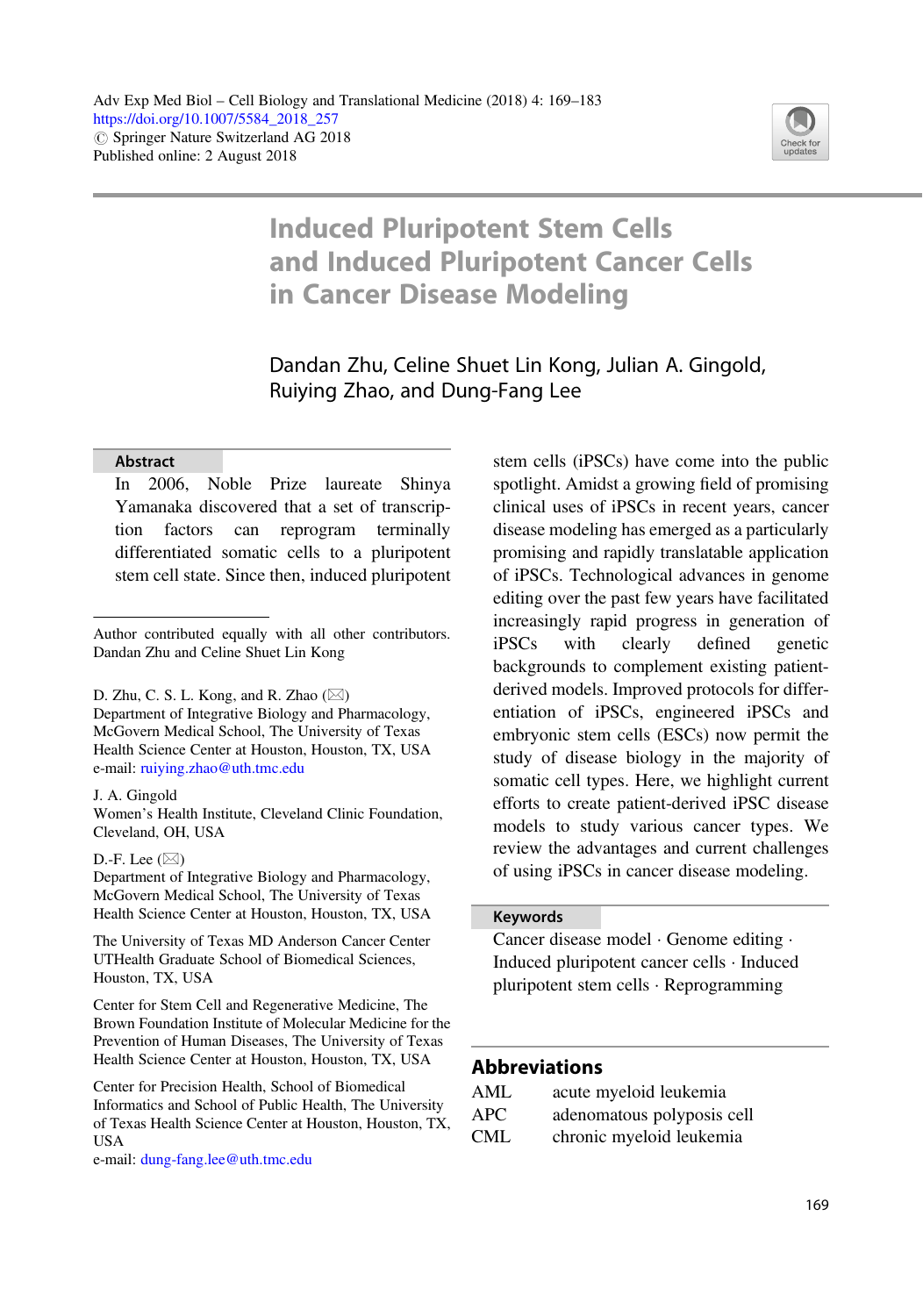# Induced Pluripotent Stem Cells and Induced Pluripotent Cancer Cells in Cancer Disease Modeling

Dandan Zhu, Celine Shuet Lin Kong, Julian A. Gingold, Ruiying Zhao, and Dung-Fang Lee

## Abstract

In 2006, Nobel Prize laureate Shinya Yamanaka discovered that a set of transcription factors can reprogram terminally differentiated somatic cells to a pluripotent stem cell state. Since then, induced pluripotent stem cells (iPSCs) have come into the public spotlight. Amidst a growing field of promising clinical uses of iPSCs in recent years, cancer disease modeling has emerged as a particularly promising and rapidly translatable application of iPSCs. Technological advances in genome editing over the past few years have facilitated increasingly rapid progress in generation of iPSCs with clearly defined genetic backgrounds to complement existing patient-derived models. Improved protocols for differentiation of iPSCs, engineered iPSCs and embryonic stem cells (ESCs) now permit the study of disease biology in the majority of somatic cell types. Here, we highlight current efforts to create patient-derived iPSC disease models to study various cancer types. We review the advantages and current challenges of using iPSCs in cancer disease modeling.

## Keywords

Cancer disease model · Genome editing · Induced pluripotent cancer cells · Induced pluripotent stem cells · Reprogramming

---

Author contributed equally with all other contributors. Dandan Zhu and Celine Shuet Lin Kong

D. Zhu, C. S. L. Kong, and R. Zhao (✉)
Department of Integrative Biology and Pharmacology, McGovern Medical School, The University of Texas Health Science Center at Houston, Houston, TX, USA
e-mail: ruiying.zhao@uth.tmc.edu

J. A. Gingold
Women's Health Institute, Cleveland Clinic Foundation, Cleveland, OH, USA

D.-F. Lee (✉)
Department of Integrative Biology and Pharmacology, McGovern Medical School, The University of Texas Health Science Center at Houston, Houston, TX, USA

The University of Texas MD Anderson Cancer Center UTHealth Graduate School of Biomedical Sciences, Houston, TX, USA

Center for Stem Cell and Regenerative Medicine, The Brown Foundation Institute of Molecular Medicine for the Prevention of Human Diseases, The University of Texas Health Science Center at Houston, Houston, TX, USA

Center for Precision Health, School of Biomedical Informatics and School of Public Health, The University of Texas Health Science Center at Houston, Houston, TX, USA
e-mail: dung-fang.lee@uth.tmc.edu

## Abbreviations

| | |
|---|---|
| AML | acute myeloid leukemia |
| APC | adenomatous polyposis cell |
| CML | chronic myeloid leukemia |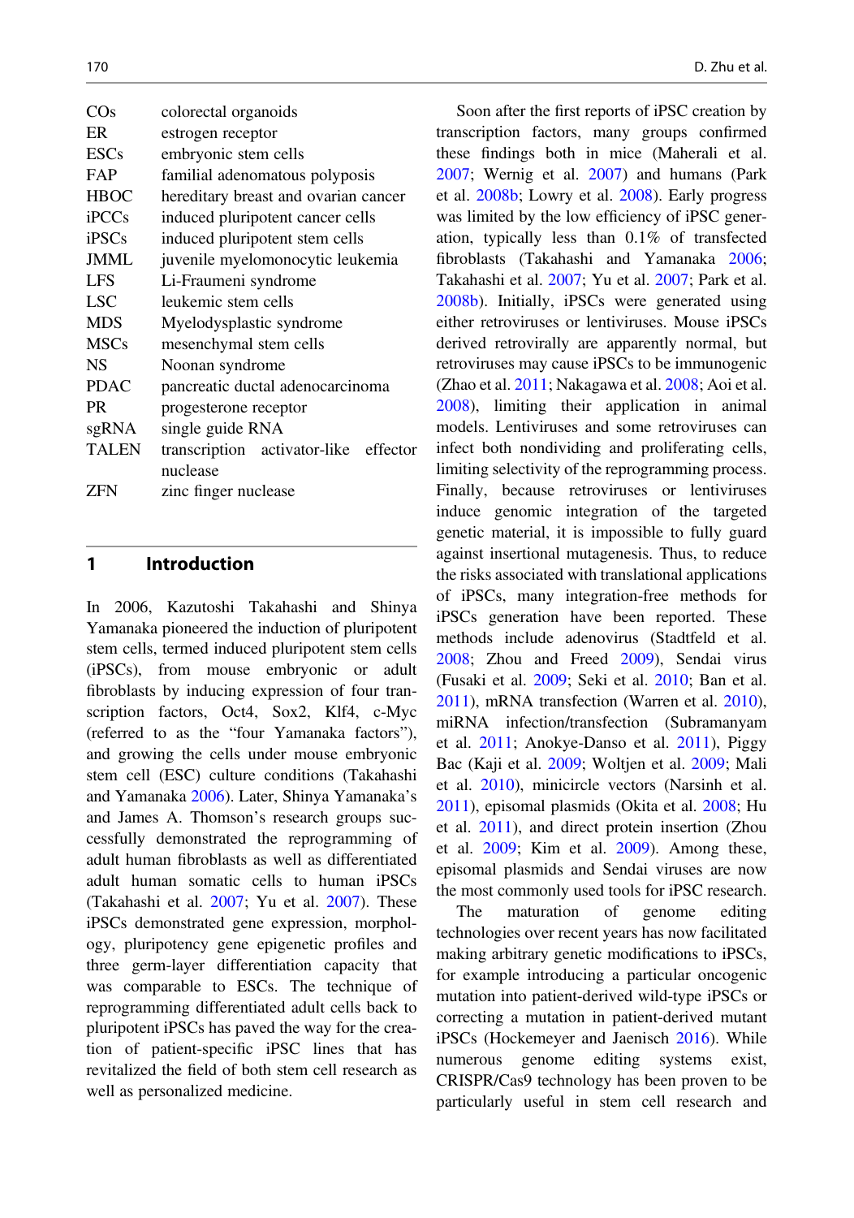| | |
|---|---|
| COs | colorectal organoids |
| ER | estrogen receptor |
| ESCs | embryonic stem cells |
| FAP | familial adenomatous polyposis |
| HBOC | hereditary breast and ovarian cancer |
| iPCCs | induced pluripotent cancer cells |
| iPSCs | induced pluripotent stem cells |
| JMML | juvenile myelomonocytic leukemia |
| LFS | Li-Fraumeni syndrome |
| LSC | leukemic stem cells |
| MDS | Myelodysplastic syndrome |
| MSCs | mesenchymal stem cells |
| NS | Noonan syndrome |
| PDAC | pancreatic ductal adenocarcinoma |
| PR | progesterone receptor |
| sgRNA | single guide RNA |
| TALEN | transcription activator-like effector nuclease |
| ZFN | zinc finger nuclease |

## 1 Introduction

In 2006, Kazutoshi Takahashi and Shinya Yamanaka pioneered the induction of pluripotent stem cells, termed induced pluripotent stem cells (iPSCs), from mouse embryonic or adult fibroblasts by inducing expression of four transcription factors, Oct4, Sox2, Klf4, c-Myc (referred to as the "four Yamanaka factors"), and growing the cells under mouse embryonic stem cell (ESC) culture conditions (Takahashi and Yamanaka 2006). Later, Shinya Yamanaka's and James A. Thomson's research groups successfully demonstrated the reprogramming of adult human fibroblasts as well as differentiated adult human somatic cells to human iPSCs (Takahashi et al. 2007; Yu et al. 2007). These iPSCs demonstrated gene expression, morphology, pluripotency gene epigenetic profiles and three germ-layer differentiation capacity that was comparable to ESCs. The technique of reprogramming differentiated adult cells back to pluripotent iPSCs has paved the way for the creation of patient-specific iPSC lines that has revitalized the field of both stem cell research as well as personalized medicine.

Soon after the first reports of iPSC creation by transcription factors, many groups confirmed these findings both in mice (Maherali et al. 2007; Wernig et al. 2007) and humans (Park et al. 2008b; Lowry et al. 2008). Early progress was limited by the low efficiency of iPSC generation, typically less than 0.1% of transfected fibroblasts (Takahashi and Yamanaka 2006; Takahashi et al. 2007; Yu et al. 2007; Park et al. 2008b). Initially, iPSCs were generated using either retroviruses or lentiviruses. Mouse iPSCs derived retrovirally are apparently normal, but retroviruses may cause iPSCs to be immunogenic (Zhao et al. 2011; Nakagawa et al. 2008; Aoi et al. 2008), limiting their application in animal models. Lentiviruses and some retroviruses can infect both nondividing and proliferating cells, limiting selectivity of the reprogramming process. Finally, because retroviruses or lentiviruses induce genomic integration of the targeted genetic material, it is impossible to fully guard against insertional mutagenesis. Thus, to reduce the risks associated with translational applications of iPSCs, many integration-free methods for iPSCs generation have been reported. These methods include adenovirus (Stadtfeld et al. 2008; Zhou and Freed 2009), Sendai virus (Fusaki et al. 2009; Seki et al. 2010; Ban et al. 2011), mRNA transfection (Warren et al. 2010), miRNA infection/transfection (Subramanyam et al. 2011; Anokye-Danso et al. 2011), Piggy Bac (Kaji et al. 2009; Woltjen et al. 2009; Mali et al. 2010), minicircle vectors (Narsinh et al. 2011), episomal plasmids (Okita et al. 2008; Hu et al. 2011), and direct protein insertion (Zhou et al. 2009; Kim et al. 2009). Among these, episomal plasmids and Sendai viruses are now the most commonly used tools for iPSC research.

The maturation of genome editing technologies over recent years has now facilitated making arbitrary genetic modifications to iPSCs, for example introducing a particular oncogenic mutation into patient-derived wild-type iPSCs or correcting a mutation in patient-derived mutant iPSCs (Hockemeyer and Jaenisch 2016). While numerous genome editing systems exist, CRISPR/Cas9 technology has been proven to be particularly useful in stem cell research and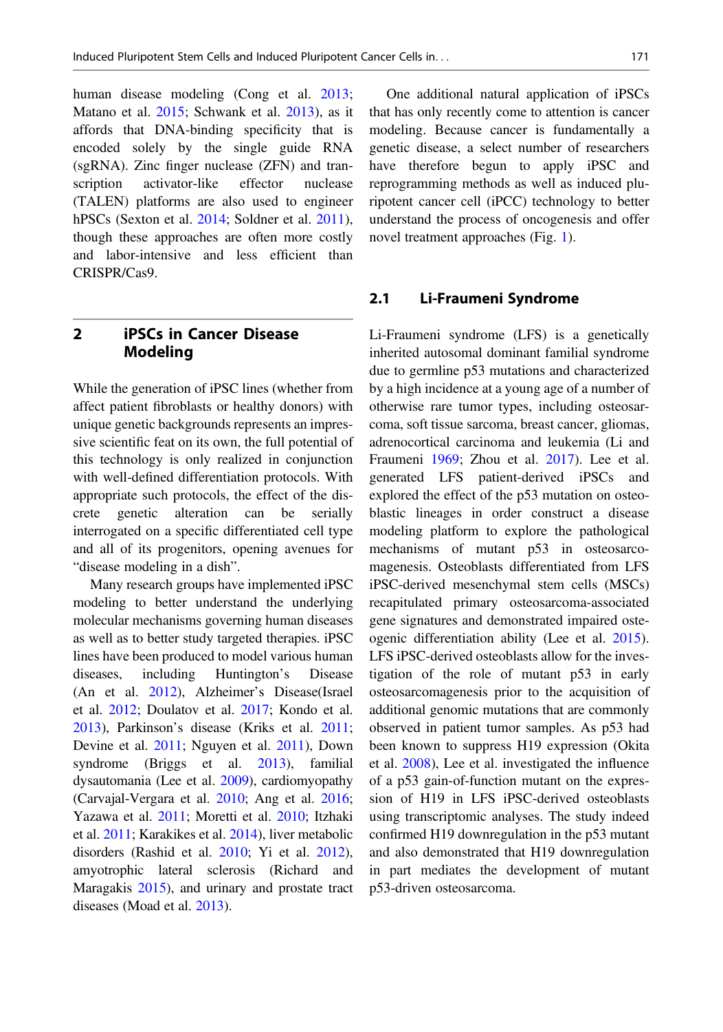human disease modeling (Cong et al. 2013; Matano et al. 2015; Schwank et al. 2013), as it affords that DNA-binding specificity that is encoded solely by the single guide RNA (sgRNA). Zinc finger nuclease (ZFN) and transcription activator-like effector nuclease (TALEN) platforms are also used to engineer hPSCs (Sexton et al. 2014; Soldner et al. 2011), though these approaches are often more costly and labor-intensive and less efficient than CRISPR/Cas9.

## 2 iPSCs in Cancer Disease Modeling

While the generation of iPSC lines (whether from affect patient fibroblasts or healthy donors) with unique genetic backgrounds represents an impressive scientific feat on its own, the full potential of this technology is only realized in conjunction with well-defined differentiation protocols. With appropriate such protocols, the effect of the discrete genetic alteration can be serially interrogated on a specific differentiated cell type and all of its progenitors, opening avenues for "disease modeling in a dish".

Many research groups have implemented iPSC modeling to better understand the underlying molecular mechanisms governing human diseases as well as to better study targeted therapies. iPSC lines have been produced to model various human diseases, including Huntington's Disease (An et al. 2012), Alzheimer's Disease(Israel et al. 2012; Doulatov et al. 2017; Kondo et al. 2013), Parkinson's disease (Kriks et al. 2011; Devine et al. 2011; Nguyen et al. 2011), Down syndrome (Briggs et al. 2013), familial dysautomania (Lee et al. 2009), cardiomyopathy (Carvajal-Vergara et al. 2010; Ang et al. 2016; Yazawa et al. 2011; Moretti et al. 2010; Itzhaki et al. 2011; Karakikes et al. 2014), liver metabolic disorders (Rashid et al. 2010; Yi et al. 2012), amyotrophic lateral sclerosis (Richard and Maragakis 2015), and urinary and prostate tract diseases (Moad et al. 2013).

One additional natural application of iPSCs that has only recently come to attention is cancer modeling. Because cancer is fundamentally a genetic disease, a select number of researchers have therefore begun to apply iPSC and reprogramming methods as well as induced pluripotent cancer cell (iPCC) technology to better understand the process of oncogenesis and offer novel treatment approaches (Fig. 1).

### 2.1 Li-Fraumeni Syndrome

Li-Fraumeni syndrome (LFS) is a genetically inherited autosomal dominant familial syndrome due to germline p53 mutations and characterized by a high incidence at a young age of a number of otherwise rare tumor types, including osteosarcoma, soft tissue sarcoma, breast cancer, gliomas, adrenocortical carcinoma and leukemia (Li and Fraumeni 1969; Zhou et al. 2017). Lee et al. generated LFS patient-derived iPSCs and explored the effect of the p53 mutation on osteoblastic lineages in order construct a disease modeling platform to explore the pathological mechanisms of mutant p53 in osteosarcomagenesis. Osteoblasts differentiated from LFS iPSC-derived mesenchymal stem cells (MSCs) recapitulated primary osteosarcoma-associated gene signatures and demonstrated impaired osteogenic differentiation ability (Lee et al. 2015). LFS iPSC-derived osteoblasts allow for the investigation of the role of mutant p53 in early osteosarcomagenesis prior to the acquisition of additional genomic mutations that are commonly observed in patient tumor samples. As p53 had been known to suppress H19 expression (Okita et al. 2008), Lee et al. investigated the influence of a p53 gain-of-function mutant on the expression of H19 in LFS iPSC-derived osteoblasts using transcriptomic analyses. The study indeed confirmed H19 downregulation in the p53 mutant and also demonstrated that H19 downregulation in part mediates the development of mutant p53-driven osteosarcoma.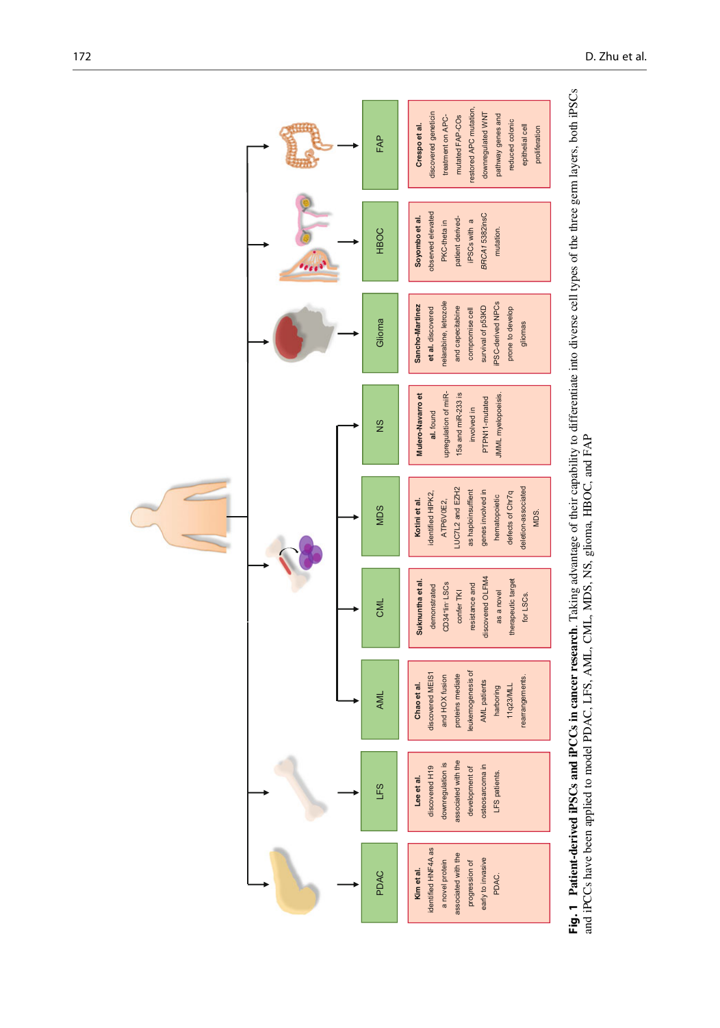PDAC

**Kim et al.** identified HNF4A as a novel protein associated with the progression of early to invasive PDAC.

LFS

**Lee et al.** discovered H19 downregulation is associated with the development of osteosarcoma in LFS patients.

AML

**Chao et al.** discovered MEIS1 and HOX fusion proteins mediate leukemogenesis of AML patients harboring 11q23/MLL rearrangements.

CML

**Suknuntha et al.** demonstrated CD34⁺lin⁻ LSCs confer TKI resistance and discovered OLFM4 as a novel therapeutic target for LSCs.

MDS

**Kotini et al.** identified HIPK2, ATP6V0E2, LUC7L2 and EZH2 as haploinsufficient genes involved in hematopoietic defects of Chr7q deletion-associated MDS.

NS

**Mulero-Navarro et al.** found upregulation of miR-15a and miR-233 is involved in PTPN11-mutated JMML myelopoeisis.

Glioma

**Sancho-Martinez et al.** discovered nelarabine, letrozole and capectabine compromise cell survival of p53KD iPSC-derived NPCs prone to develop gliomas

HBOC

**Soyombo et al.** observed elevated PKC-theta in patient derived-iPSCs with a *BRCA1* 5382insC mutation.

FAP

**Crespo et al.** discovered geneticin treatment on APC-mutated FAP-COs restored APC mutation, downregulated WNT pathway genes and reduced colonic epithelial cell proliferation

**Fig. 1 Patient-derived iPSCs and iPCCs in cancer research.** Taking advantage of their capability to differentiate into diverse cell types of the three germ layers, both iPSCs and iPCCs have been applied to model PDAC, LFS, AML, CML, MDS, NS, glioma, HBOC, and FAP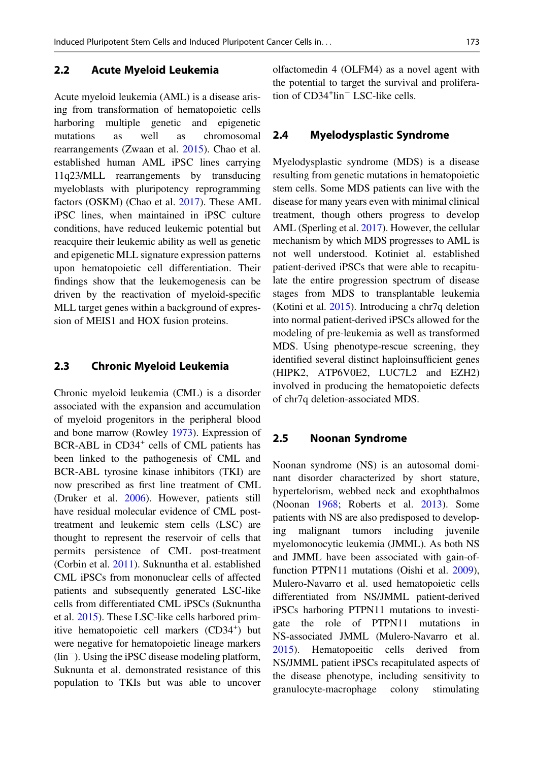## 2.2 Acute Myeloid Leukemia

Acute myeloid leukemia (AML) is a disease arising from transformation of hematopoietic cells harboring multiple genetic and epigenetic mutations as well as chromosomal rearrangements (Zwaan et al. 2015). Chao et al. established human AML iPSC lines carrying 11q23/MLL rearrangements by transducing myeloblasts with pluripotency reprogramming factors (OSKM) (Chao et al. 2017). These AML iPSC lines, when maintained in iPSC culture conditions, have reduced leukemic potential but reacquire their leukemic ability as well as genetic and epigenetic MLL signature expression patterns upon hematopoietic cell differentiation. Their findings show that the leukemogenesis can be driven by the reactivation of myeloid-specific MLL target genes within a background of expression of MEIS1 and HOX fusion proteins.

## 2.3 Chronic Myeloid Leukemia

Chronic myeloid leukemia (CML) is a disorder associated with the expansion and accumulation of myeloid progenitors in the peripheral blood and bone marrow (Rowley 1973). Expression of BCR-ABL in $CD34^{+}$ cells of CML patients has been linked to the pathogenesis of CML and BCR-ABL tyrosine kinase inhibitors (TKI) are now prescribed as first line treatment of CML (Druker et al. 2006). However, patients still have residual molecular evidence of CML post-treatment and leukemic stem cells (LSC) are thought to represent the reservoir of cells that permits persistence of CML post-treatment (Corbin et al. 2011). Suknuntha et al. established CML iPSCs from mononuclear cells of affected patients and subsequently generated LSC-like cells from differentiated CML iPSCs (Suknuntha et al. 2015). These LSC-like cells harbored primitive hematopoietic cell markers ($CD34^{+}$) but were negative for hematopoietic lineage markers ($lin^{-}$). Using the iPSC disease modeling platform, Suknunta et al. demonstrated resistance of this population to TKIs but was able to uncover olfactomedin 4 (OLFM4) as a novel agent with the potential to target the survival and proliferation of $CD34^{+}lin^{-}$ LSC-like cells.

## 2.4 Myelodysplastic Syndrome

Myelodysplastic syndrome (MDS) is a disease resulting from genetic mutations in hematopoietic stem cells. Some MDS patients can live with the disease for many years even with minimal clinical treatment, though others progress to develop AML (Sperling et al. 2017). However, the cellular mechanism by which MDS progresses to AML is not well understood. Kotiniet al. established patient-derived iPSCs that were able to recapitulate the entire progression spectrum of disease stages from MDS to transplantable leukemia (Kotini et al. 2015). Introducing a chr7q deletion into normal patient-derived iPSCs allowed for the modeling of pre-leukemia as well as transformed MDS. Using phenotype-rescue screening, they identified several distinct haploinsufficient genes (HIPK2, ATP6V0E2, LUC7L2 and EZH2) involved in producing the hematopoietic defects of chr7q deletion-associated MDS.

## 2.5 Noonan Syndrome

Noonan syndrome (NS) is an autosomal dominant disorder characterized by short stature, hypertelorism, webbed neck and exophthalmos (Noonan 1968; Roberts et al. 2013). Some patients with NS are also predisposed to developing malignant tumors including juvenile myelomonocytic leukemia (JMML). As both NS and JMML have been associated with gain-of-function PTPN11 mutations (Oishi et al. 2009), Mulero-Navarro et al. used hematopoietic cells differentiated from NS/JMML patient-derived iPSCs harboring PTPN11 mutations to investigate the role of PTPN11 mutations in NS-associated JMML (Mulero-Navarro et al. 2015). Hematopoeitic cells derived from NS/JMML patient iPSCs recapitulated aspects of the disease phenotype, including sensitivity to granulocyte-macrophage colony stimulating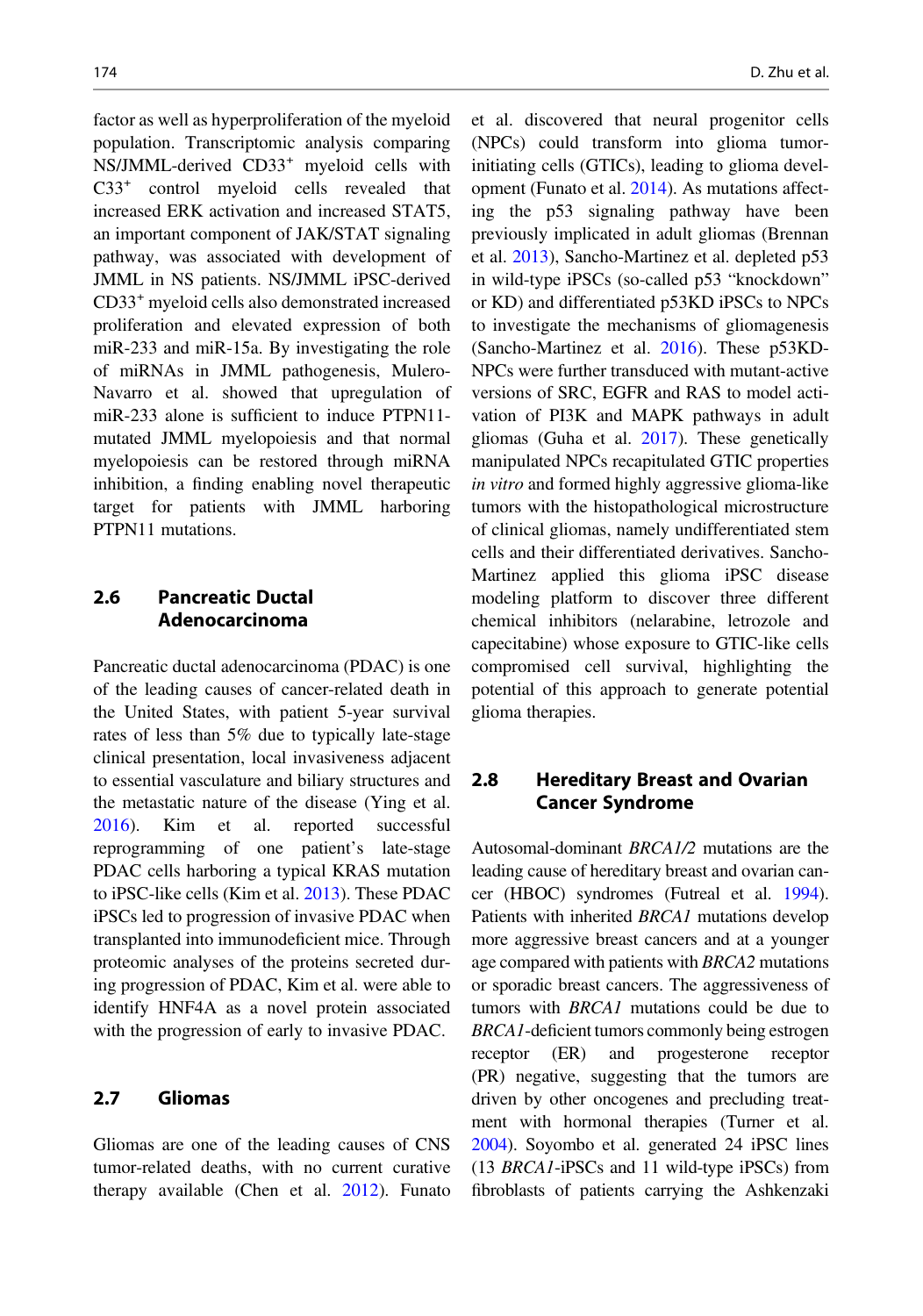factor as well as hyperproliferation of the myeloid population. Transcriptomic analysis comparing NS/JMML-derived CD33$^+$ myeloid cells with C33$^+$ control myeloid cells revealed that increased ERK activation and increased STAT5, an important component of JAK/STAT signaling pathway, was associated with development of JMML in NS patients. NS/JMML iPSC-derived CD33$^+$ myeloid cells also demonstrated increased proliferation and elevated expression of both miR-233 and miR-15a. By investigating the role of miRNAs in JMML pathogenesis, Mulero-Navarro et al. showed that upregulation of miR-233 alone is sufficient to induce PTPN11-mutated JMML myelopoiesis and that normal myelopoiesis can be restored through miRNA inhibition, a finding enabling novel therapeutic target for patients with JMML harboring PTPN11 mutations.

## 2.6 Pancreatic Ductal Adenocarcinoma

Pancreatic ductal adenocarcinoma (PDAC) is one of the leading causes of cancer-related death in the United States, with patient 5-year survival rates of less than 5% due to typically late-stage clinical presentation, local invasiveness adjacent to essential vasculature and biliary structures and the metastatic nature of the disease (Ying et al. 2016). Kim et al. reported successful reprogramming of one patient's late-stage PDAC cells harboring a typical KRAS mutation to iPSC-like cells (Kim et al. 2013). These PDAC iPSCs led to progression of invasive PDAC when transplanted into immunodeficient mice. Through proteomic analyses of the proteins secreted during progression of PDAC, Kim et al. were able to identify HNF4A as a novel protein associated with the progression of early to invasive PDAC.

## 2.7 Gliomas

Gliomas are one of the leading causes of CNS tumor-related deaths, with no current curative therapy available (Chen et al. 2012). Funato et al. discovered that neural progenitor cells (NPCs) could transform into glioma tumor-initiating cells (GTICs), leading to glioma development (Funato et al. 2014). As mutations affecting the p53 signaling pathway have been previously implicated in adult gliomas (Brennan et al. 2013), Sancho-Martinez et al. depleted p53 in wild-type iPSCs (so-called p53 "knockdown" or KD) and differentiated p53KD iPSCs to NPCs to investigate the mechanisms of gliomagenesis (Sancho-Martinez et al. 2016). These p53KD-NPCs were further transduced with mutant-active versions of SRC, EGFR and RAS to model activation of PI3K and MAPK pathways in adult gliomas (Guha et al. 2017). These genetically manipulated NPCs recapitulated GTIC properties *in vitro* and formed highly aggressive glioma-like tumors with the histopathological microstructure of clinical gliomas, namely undifferentiated stem cells and their differentiated derivatives. Sancho-Martinez applied this glioma iPSC disease modeling platform to discover three different chemical inhibitors (nelarabine, letrozole and capecitabine) whose exposure to GTIC-like cells compromised cell survival, highlighting the potential of this approach to generate potential glioma therapies.

## 2.8 Hereditary Breast and Ovarian Cancer Syndrome

Autosomal-dominant *BRCA1/2* mutations are the leading cause of hereditary breast and ovarian cancer (HBOC) syndromes (Futreal et al. 1994). Patients with inherited *BRCA1* mutations develop more aggressive breast cancers and at a younger age compared with patients with *BRCA2* mutations or sporadic breast cancers. The aggressiveness of tumors with *BRCA1* mutations could be due to *BRCA1*-deficient tumors commonly being estrogen receptor (ER) and progesterone receptor (PR) negative, suggesting that the tumors are driven by other oncogenes and precluding treatment with hormonal therapies (Turner et al. 2004). Soyombo et al. generated 24 iPSC lines (13 *BRCA1*-iPSCs and 11 wild-type iPSCs) from fibroblasts of patients carrying the Ashkenzaki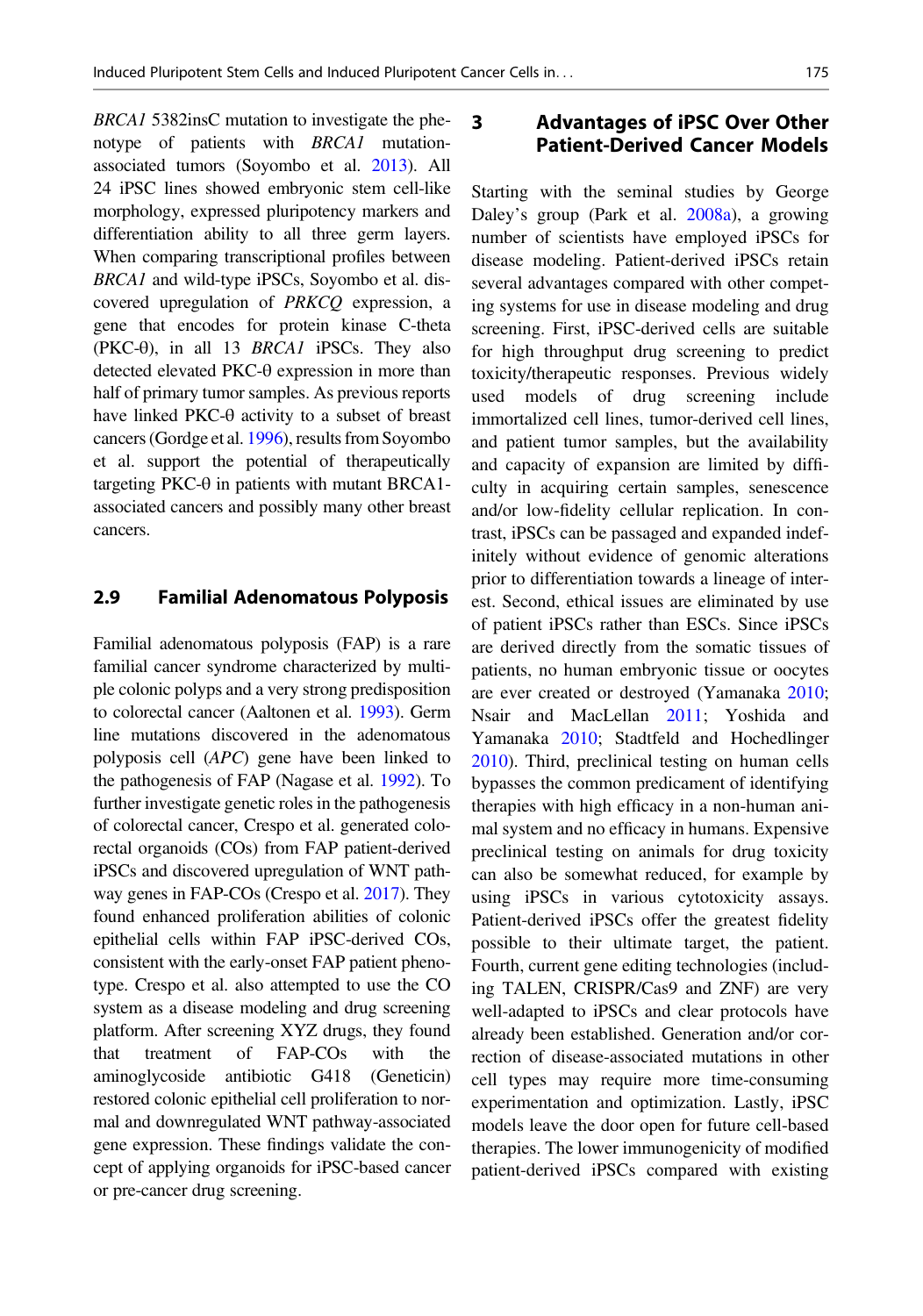*BRCA1* 5382insC mutation to investigate the phenotype of patients with *BRCA1* mutation-associated tumors (Soyombo et al. 2013). All 24 iPSC lines showed embryonic stem cell-like morphology, expressed pluripotency markers and differentiation ability to all three germ layers. When comparing transcriptional profiles between *BRCA1* and wild-type iPSCs, Soyombo et al. discovered upregulation of *PRKCQ* expression, a gene that encodes for protein kinase C-theta (PKC-θ), in all 13 *BRCA1* iPSCs. They also detected elevated PKC-θ expression in more than half of primary tumor samples. As previous reports have linked PKC-θ activity to a subset of breast cancers (Gordge et al. 1996), results from Soyombo et al. support the potential of therapeutically targeting PKC-θ in patients with mutant BRCA1-associated cancers and possibly many other breast cancers.

### 2.9 Familial Adenomatous Polyposis

Familial adenomatous polyposis (FAP) is a rare familial cancer syndrome characterized by multiple colonic polyps and a very strong predisposition to colorectal cancer (Aaltonen et al. 1993). Germ line mutations discovered in the adenomatous polyposis cell (*APC*) gene have been linked to the pathogenesis of FAP (Nagase et al. 1992). To further investigate genetic roles in the pathogenesis of colorectal cancer, Crespo et al. generated colorectal organoids (COs) from FAP patient-derived iPSCs and discovered upregulation of WNT pathway genes in FAP-COs (Crespo et al. 2017). They found enhanced proliferation abilities of colonic epithelial cells within FAP iPSC-derived COs, consistent with the early-onset FAP patient phenotype. Crespo et al. also attempted to use the CO system as a disease modeling and drug screening platform. After screening XYZ drugs, they found that treatment of FAP-COs with the aminoglycoside antibiotic G418 (Geneticin) restored colonic epithelial cell proliferation to normal and downregulated WNT pathway-associated gene expression. These findings validate the concept of applying organoids for iPSC-based cancer or pre-cancer drug screening.

## 3 Advantages of iPSC Over Other Patient-Derived Cancer Models

Starting with the seminal studies by George Daley's group (Park et al. 2008a), a growing number of scientists have employed iPSCs for disease modeling. Patient-derived iPSCs retain several advantages compared with other competing systems for use in disease modeling and drug screening. First, iPSC-derived cells are suitable for high throughput drug screening to predict toxicity/therapeutic responses. Previous widely used models of drug screening include immortalized cell lines, tumor-derived cell lines, and patient tumor samples, but the availability and capacity of expansion are limited by difficulty in acquiring certain samples, senescence and/or low-fidelity cellular replication. In contrast, iPSCs can be passaged and expanded indefinitely without evidence of genomic alterations prior to differentiation towards a lineage of interest. Second, ethical issues are eliminated by use of patient iPSCs rather than ESCs. Since iPSCs are derived directly from the somatic tissues of patients, no human embryonic tissue or oocytes are ever created or destroyed (Yamanaka 2010; Nsair and MacLellan 2011; Yoshida and Yamanaka 2010; Stadtfeld and Hochedlinger 2010). Third, preclinical testing on human cells bypasses the common predicament of identifying therapies with high efficacy in a non-human animal system and no efficacy in humans. Expensive preclinical testing on animals for drug toxicity can also be somewhat reduced, for example by using iPSCs in various cytotoxicity assays. Patient-derived iPSCs offer the greatest fidelity possible to their ultimate target, the patient. Fourth, current gene editing technologies (including TALEN, CRISPR/Cas9 and ZNF) are very well-adapted to iPSCs and clear protocols have already been established. Generation and/or correction of disease-associated mutations in other cell types may require more time-consuming experimentation and optimization. Lastly, iPSC models leave the door open for future cell-based therapies. The lower immunogenicity of modified patient-derived iPSCs compared with existing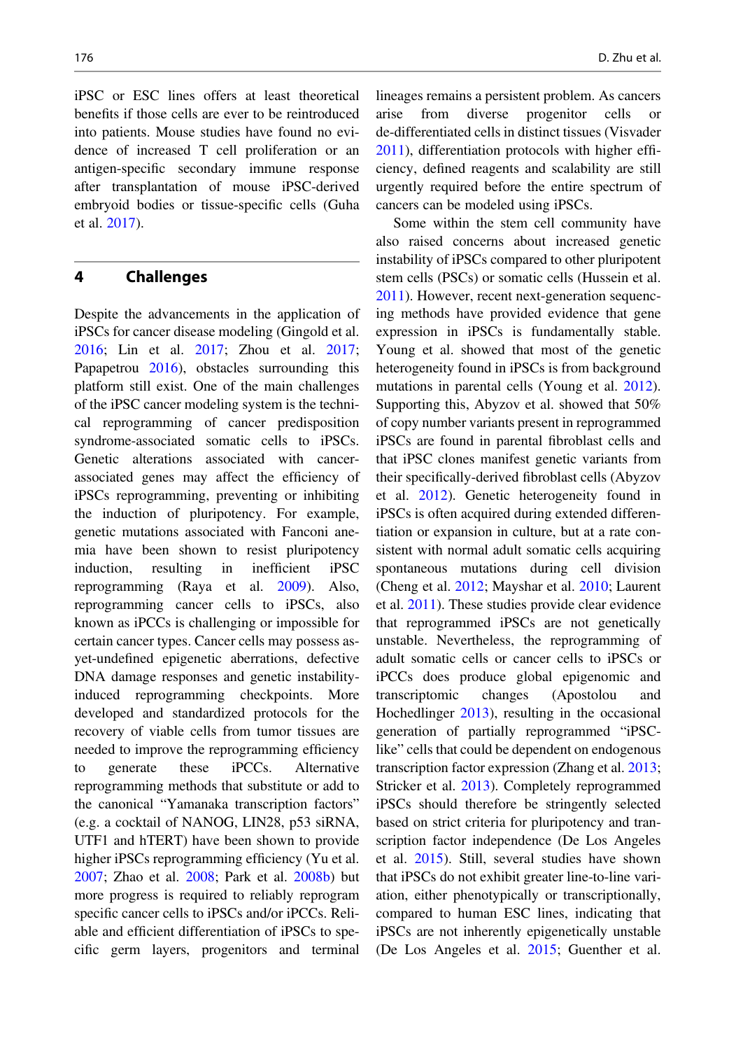iPSC or ESC lines offers at least theoretical benefits if those cells are ever to be reintroduced into patients. Mouse studies have found no evidence of increased T cell proliferation or an antigen-specific secondary immune response after transplantation of mouse iPSC-derived embryoid bodies or tissue-specific cells (Guha et al. 2017).

## 4 Challenges

Despite the advancements in the application of iPSCs for cancer disease modeling (Gingold et al. 2016; Lin et al. 2017; Zhou et al. 2017; Papapetrou 2016), obstacles surrounding this platform still exist. One of the main challenges of the iPSC cancer modeling system is the technical reprogramming of cancer predisposition syndrome-associated somatic cells to iPSCs. Genetic alterations associated with cancer-associated genes may affect the efficiency of iPSCs reprogramming, preventing or inhibiting the induction of pluripotency. For example, genetic mutations associated with Fanconi anemia have been shown to resist pluripotency induction, resulting in inefficient iPSC reprogramming (Raya et al. 2009). Also, reprogramming cancer cells to iPSCs, also known as iPCCs is challenging or impossible for certain cancer types. Cancer cells may possess as-yet-undefined epigenetic aberrations, defective DNA damage responses and genetic instability-induced reprogramming checkpoints. More developed and standardized protocols for the recovery of viable cells from tumor tissues are needed to improve the reprogramming efficiency to generate these iPCCs. Alternative reprogramming methods that substitute or add to the canonical "Yamanaka transcription factors" (e.g. a cocktail of NANOG, LIN28, p53 siRNA, UTF1 and hTERT) have been shown to provide higher iPSCs reprogramming efficiency (Yu et al. 2007; Zhao et al. 2008; Park et al. 2008b) but more progress is required to reliably reprogram specific cancer cells to iPSCs and/or iPCCs. Reliable and efficient differentiation of iPSCs to specific germ layers, progenitors and terminal lineages remains a persistent problem. As cancers arise from diverse progenitor cells or de-differentiated cells in distinct tissues (Visvader 2011), differentiation protocols with higher efficiency, defined reagents and scalability are still urgently required before the entire spectrum of cancers can be modeled using iPSCs.

Some within the stem cell community have also raised concerns about increased genetic instability of iPSCs compared to other pluripotent stem cells (PSCs) or somatic cells (Hussein et al. 2011). However, recent next-generation sequencing methods have provided evidence that gene expression in iPSCs is fundamentally stable. Young et al. showed that most of the genetic heterogeneity found in iPSCs is from background mutations in parental cells (Young et al. 2012). Supporting this, Abyzov et al. showed that 50% of copy number variants present in reprogrammed iPSCs are found in parental fibroblast cells and that iPSC clones manifest genetic variants from their specifically-derived fibroblast cells (Abyzov et al. 2012). Genetic heterogeneity found in iPSCs is often acquired during extended differentiation or expansion in culture, but at a rate consistent with normal adult somatic cells acquiring spontaneous mutations during cell division (Cheng et al. 2012; Mayshar et al. 2010; Laurent et al. 2011). These studies provide clear evidence that reprogrammed iPSCs are not genetically unstable. Nevertheless, the reprogramming of adult somatic cells or cancer cells to iPSCs or iPCCs does produce global epigenomic and transcriptomic changes (Apostolou and Hochedlinger 2013), resulting in the occasional generation of partially reprogrammed "iPSC-like" cells that could be dependent on endogenous transcription factor expression (Zhang et al. 2013; Stricker et al. 2013). Completely reprogrammed iPSCs should therefore be stringently selected based on strict criteria for pluripotency and transcription factor independence (De Los Angeles et al. 2015). Still, several studies have shown that iPSCs do not exhibit greater line-to-line variation, either phenotypically or transcriptionally, compared to human ESC lines, indicating that iPSCs are not inherently epigenetically unstable (De Los Angeles et al. 2015; Guenther et al.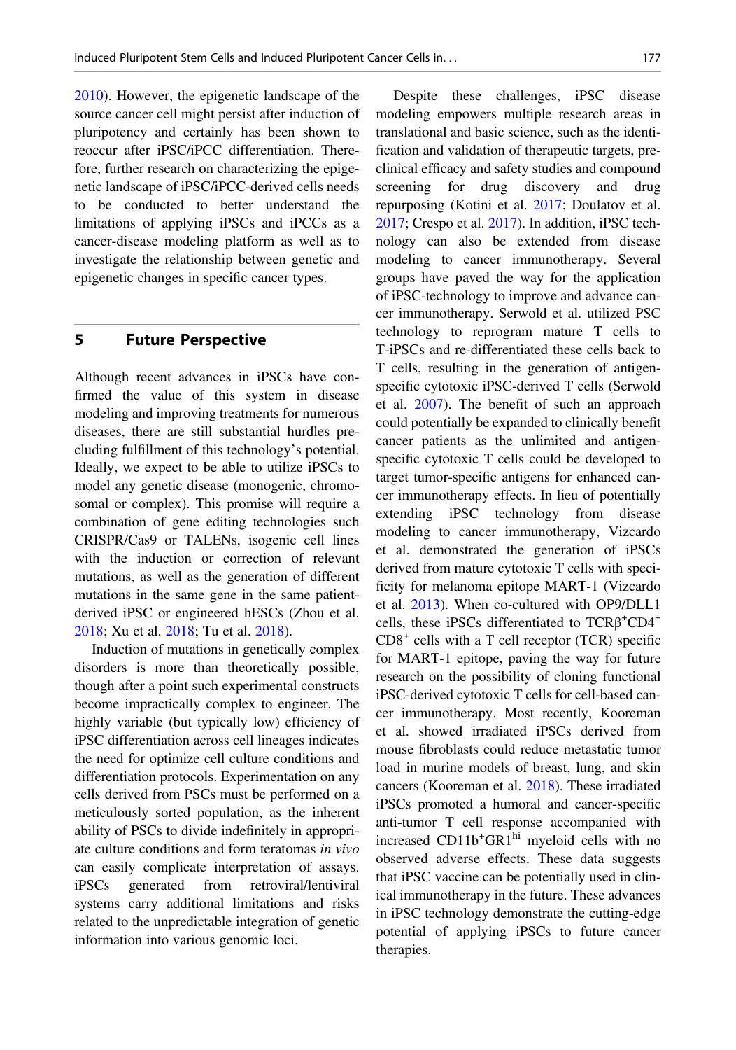2010). However, the epigenetic landscape of the source cancer cell might persist after induction of pluripotency and certainly has been shown to reoccur after iPSC/iPCC differentiation. Therefore, further research on characterizing the epigenetic landscape of iPSC/iPCC-derived cells needs to be conducted to better understand the limitations of applying iPSCs and iPCCs as a cancer-disease modeling platform as well as to investigate the relationship between genetic and epigenetic changes in specific cancer types.

## 5 Future Perspective

Although recent advances in iPSCs have confirmed the value of this system in disease modeling and improving treatments for numerous diseases, there are still substantial hurdles precluding fulfillment of this technology's potential. Ideally, we expect to be able to utilize iPSCs to model any genetic disease (monogenic, chromosomal or complex). This promise will require a combination of gene editing technologies such CRISPR/Cas9 or TALENs, isogenic cell lines with the induction or correction of relevant mutations, as well as the generation of different mutations in the same gene in the same patient-derived iPSC or engineered hESCs (Zhou et al. 2018; Xu et al. 2018; Tu et al. 2018).

Induction of mutations in genetically complex disorders is more than theoretically possible, though after a point such experimental constructs become impractically complex to engineer. The highly variable (but typically low) efficiency of iPSC differentiation across cell lineages indicates the need for optimize cell culture conditions and differentiation protocols. Experimentation on any cells derived from PSCs must be performed on a meticulously sorted population, as the inherent ability of PSCs to divide indefinitely in appropriate culture conditions and form teratomas *in vivo* can easily complicate interpretation of assays. iPSCs generated from retroviral/lentiviral systems carry additional limitations and risks related to the unpredictable integration of genetic information into various genomic loci.

Despite these challenges, iPSC disease modeling empowers multiple research areas in translational and basic science, such as the identification and validation of therapeutic targets, preclinical efficacy and safety studies and compound screening for drug discovery and drug repurposing (Kotini et al. 2017; Doulatov et al. 2017; Crespo et al. 2017). In addition, iPSC technology can also be extended from disease modeling to cancer immunotherapy. Several groups have paved the way for the application of iPSC-technology to improve and advance cancer immunotherapy. Serwold et al. utilized PSC technology to reprogram mature T cells to T-iPSCs and re-differentiated these cells back to T cells, resulting in the generation of antigen-specific cytotoxic iPSC-derived T cells (Serwold et al. 2007). The benefit of such an approach could potentially be expanded to clinically benefit cancer patients as the unlimited and antigen-specific cytotoxic T cells could be developed to target tumor-specific antigens for enhanced cancer immunotherapy effects. In lieu of potentially extending iPSC technology from disease modeling to cancer immunotherapy, Vizcardo et al. demonstrated the generation of iPSCs derived from mature cytotoxic T cells with specificity for melanoma epitope MART-1 (Vizcardo et al. 2013). When co-cultured with OP9/DLL1 cells, these iPSCs differentiated to $TCR\beta^{+}CD4^{+}$ $CD8^{+}$ cells with a T cell receptor (TCR) specific for MART-1 epitope, paving the way for future research on the possibility of cloning functional iPSC-derived cytotoxic T cells for cell-based cancer immunotherapy. Most recently, Kooreman et al. showed irradiated iPSCs derived from mouse fibroblasts could reduce metastatic tumor load in murine models of breast, lung, and skin cancers (Kooreman et al. 2018). These irradiated iPSCs promoted a humoral and cancer-specific anti-tumor T cell response accompanied with increased $CD11b^{+}GR1^{hi}$ myeloid cells with no observed adverse effects. These data suggests that iPSC vaccine can be potentially used in clinical immunotherapy in the future. These advances in iPSC technology demonstrate the cutting-edge potential of applying iPSCs to future cancer therapies.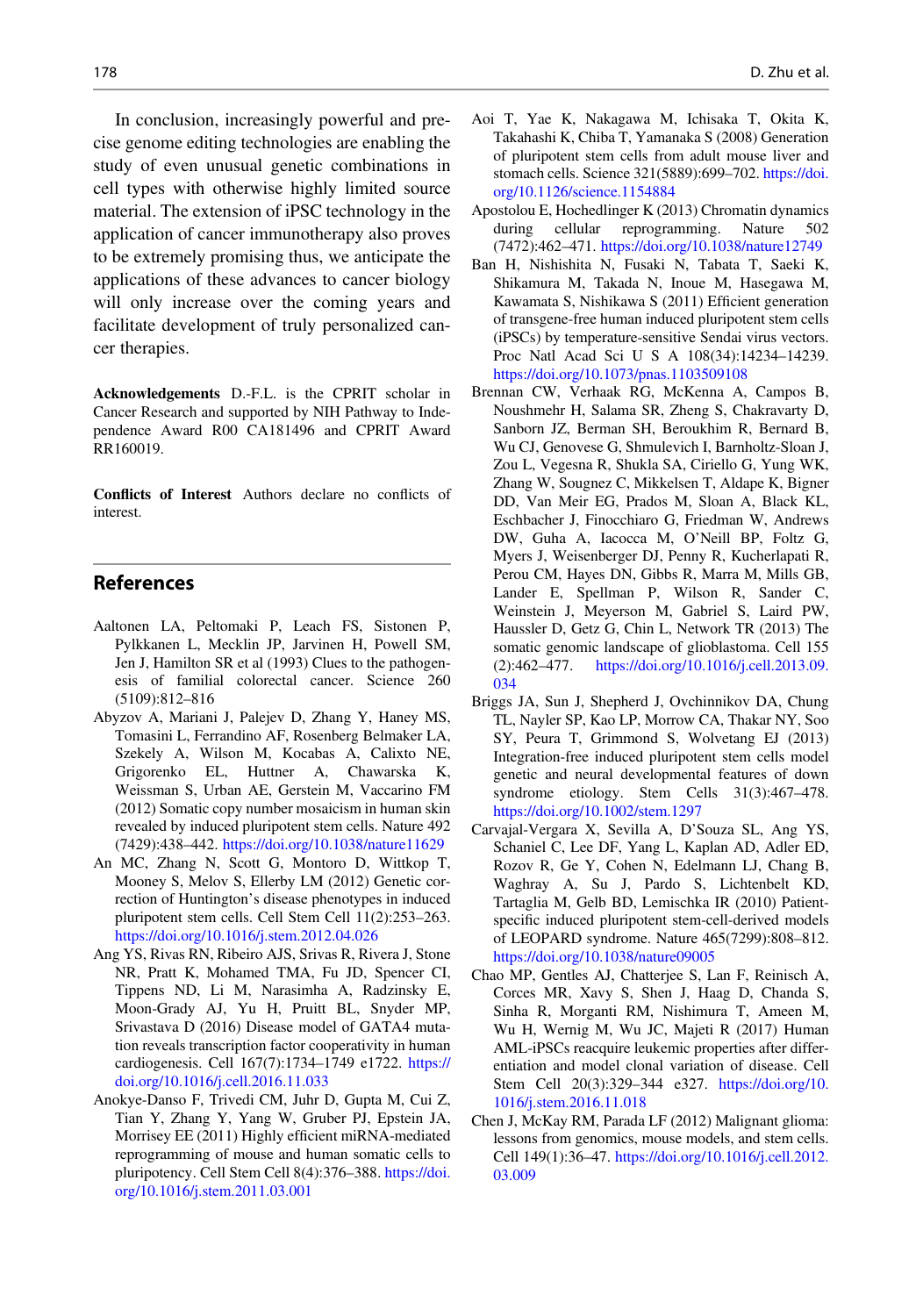In conclusion, increasingly powerful and precise genome editing technologies are enabling the study of even unusual genetic combinations in cell types with otherwise highly limited source material. The extension of iPSC technology in the application of cancer immunotherapy also proves to be extremely promising thus, we anticipate the applications of these advances to cancer biology will only increase over the coming years and facilitate development of truly personalized cancer therapies.

**Acknowledgements** D.-F.L. is the CPRIT scholar in Cancer Research and supported by NIH Pathway to Independence Award R00 CA181496 and CPRIT Award RR160019.

**Conflicts of Interest** Authors declare no conflicts of interest.

## References

Aaltonen LA, Peltomaki P, Leach FS, Sistonen P, Pylkkanen L, Mecklin JP, Jarvinen H, Powell SM, Jen J, Hamilton SR et al (1993) Clues to the pathogenesis of familial colorectal cancer. Science 260 (5109):812–816

Abyzov A, Mariani J, Palejev D, Zhang Y, Haney MS, Tomasini L, Ferrandino AF, Rosenberg Belmaker LA, Szekely A, Wilson M, Kocabas A, Calixto NE, Grigorenko EL, Huttner A, Chawarska K, Weissman S, Urban AE, Gerstein M, Vaccarino FM (2012) Somatic copy number mosaicism in human skin revealed by induced pluripotent stem cells. Nature 492 (7429):438–442. https://doi.org/10.1038/nature11629

An MC, Zhang N, Scott G, Montoro D, Wittkop T, Mooney S, Melov S, Ellerby LM (2012) Genetic correction of Huntington's disease phenotypes in induced pluripotent stem cells. Cell Stem Cell 11(2):253–263. https://doi.org/10.1016/j.stem.2012.04.026

Ang YS, Rivas RN, Ribeiro AJS, Srivas R, Rivera J, Stone NR, Pratt K, Mohamed TMA, Fu JD, Spencer CI, Tippens ND, Li M, Narasimha A, Radzinsky E, Moon-Grady AJ, Yu H, Pruitt BL, Snyder MP, Srivastava D (2016) Disease model of GATA4 mutation reveals transcription factor cooperativity in human cardiogenesis. Cell 167(7):1734–1749 e1722. https://doi.org/10.1016/j.cell.2016.11.033

Anokye-Danso F, Trivedi CM, Juhr D, Gupta M, Cui Z, Tian Y, Zhang Y, Yang W, Gruber PJ, Epstein JA, Morrisey EE (2011) Highly efficient miRNA-mediated reprogramming of mouse and human somatic cells to pluripotency. Cell Stem Cell 8(4):376–388. https://doi.org/10.1016/j.stem.2011.03.001

Aoi T, Yae K, Nakagawa M, Ichisaka T, Okita K, Takahashi K, Chiba T, Yamanaka S (2008) Generation of pluripotent stem cells from adult mouse liver and stomach cells. Science 321(5889):699–702. https://doi.org/10.1126/science.1154884

Apostolou E, Hochedlinger K (2013) Chromatin dynamics during cellular reprogramming. Nature 502 (7472):462–471. https://doi.org/10.1038/nature12749

Ban H, Nishishita N, Fusaki N, Tabata T, Saeki K, Shikamura M, Takada N, Inoue M, Hasegawa M, Kawamata S, Nishikawa S (2011) Efficient generation of transgene-free human induced pluripotent stem cells (iPSCs) by temperature-sensitive Sendai virus vectors. Proc Natl Acad Sci U S A 108(34):14234–14239. https://doi.org/10.1073/pnas.1103509108

Brennan CW, Verhaak RG, McKenna A, Campos B, Noushmehr H, Salama SR, Zheng S, Chakravarty D, Sanborn JZ, Berman SH, Beroukhim R, Bernard B, Wu CJ, Genovese G, Shmulevich I, Barnholtz-Sloan J, Zou L, Vegesna R, Shukla SA, Ciriello G, Yung WK, Zhang W, Sougnez C, Mikkelsen T, Aldape K, Bigner DD, Van Meir EG, Prados M, Sloan A, Black KL, Eschbacher J, Finocchiaro G, Friedman W, Andrews DW, Guha A, Iacocca M, O'Neill BP, Foltz G, Myers J, Weisenberger DJ, Penny R, Kucherlapati R, Perou CM, Hayes DN, Gibbs R, Marra M, Mills GB, Lander E, Spellman P, Wilson R, Sander C, Weinstein J, Meyerson M, Gabriel S, Laird PW, Haussler D, Getz G, Chin L, Network TR (2013) The somatic genomic landscape of glioblastoma. Cell 155 (2):462–477. https://doi.org/10.1016/j.cell.2013.09.034

Briggs JA, Sun J, Shepherd J, Ovchinnikov DA, Chung TL, Nayler SP, Kao LP, Morrow CA, Thakar NY, Soo SY, Peura T, Grimmond S, Wolvetang EJ (2013) Integration-free induced pluripotent stem cells model genetic and neural developmental features of down syndrome etiology. Stem Cells 31(3):467–478. https://doi.org/10.1002/stem.1297

Carvajal-Vergara X, Sevilla A, D'Souza SL, Ang YS, Schaniel C, Lee DF, Yang L, Kaplan AD, Adler ED, Rozov R, Ge Y, Cohen N, Edelmann LJ, Chang B, Waghray A, Su J, Pardo S, Lichtenbelt KD, Tartaglia M, Gelb BD, Lemischka IR (2010) Patient-specific induced pluripotent stem-cell-derived models of LEOPARD syndrome. Nature 465(7299):808–812. https://doi.org/10.1038/nature09005

Chao MP, Gentles AJ, Chatterjee S, Lan F, Reinisch A, Corces MR, Xavy S, Shen J, Haag D, Chanda S, Sinha R, Morganti RM, Nishimura T, Ameen M, Wu H, Wernig M, Wu JC, Majeti R (2017) Human AML-iPSCs reacquire leukemic properties after differentiation and model clonal variation of disease. Cell Stem Cell 20(3):329–344 e327. https://doi.org/10.1016/j.stem.2016.11.018

Chen J, McKay RM, Parada LF (2012) Malignant glioma: lessons from genomics, mouse models, and stem cells. Cell 149(1):36–47. https://doi.org/10.1016/j.cell.2012.03.009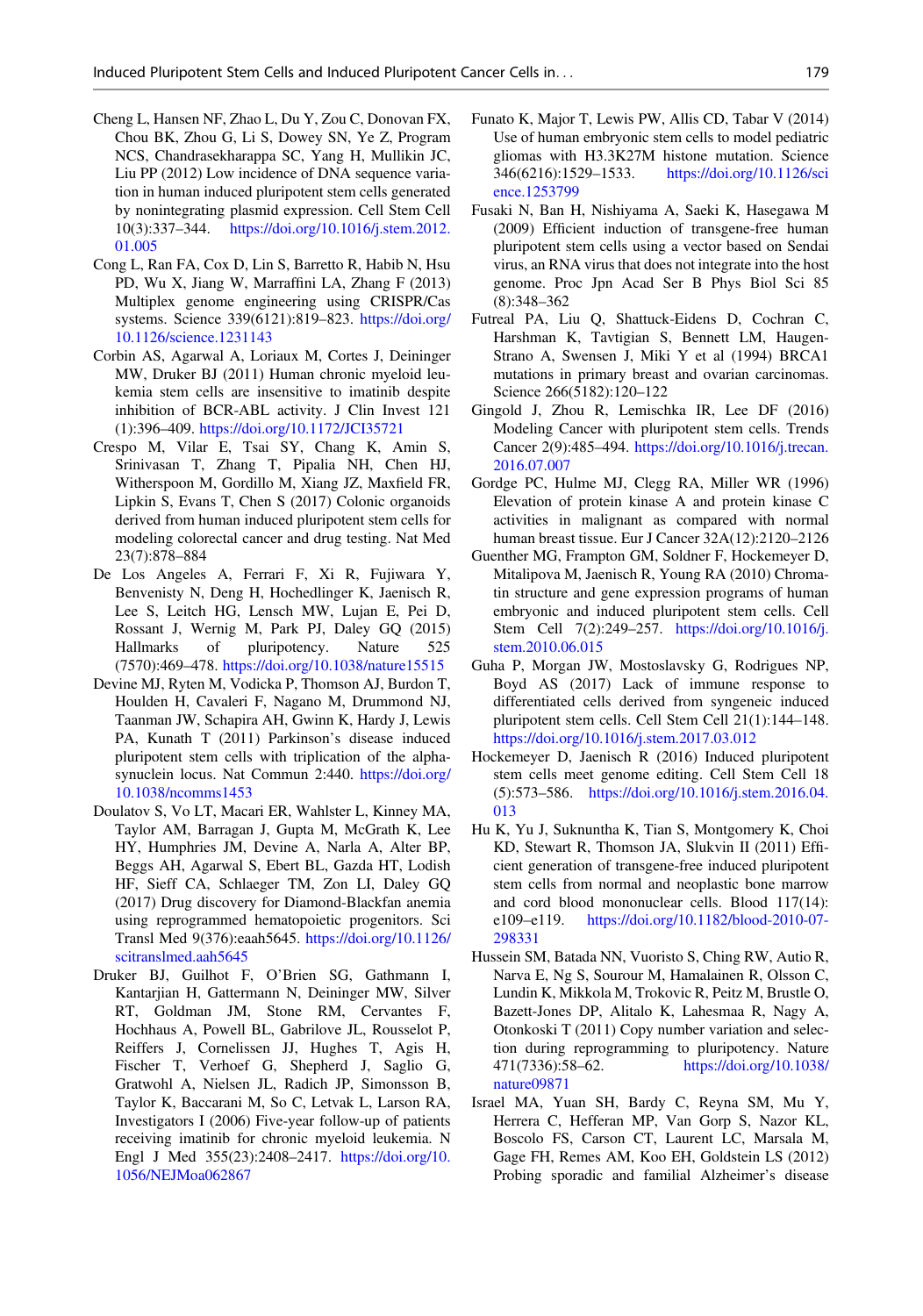Cheng L, Hansen NF, Zhao L, Du Y, Zou C, Donovan FX, Chou BK, Zhou G, Li S, Dowey SN, Ye Z, Program NCS, Chandrasekharappa SC, Yang H, Mullikin JC, Liu PP (2012) Low incidence of DNA sequence variation in human induced pluripotent stem cells generated by nonintegrating plasmid expression. Cell Stem Cell 10(3):337–344. https://doi.org/10.1016/j.stem.2012.01.005

Cong L, Ran FA, Cox D, Lin S, Barretto R, Habib N, Hsu PD, Wu X, Jiang W, Marraffini LA, Zhang F (2013) Multiplex genome engineering using CRISPR/Cas systems. Science 339(6121):819–823. https://doi.org/10.1126/science.1231143

Corbin AS, Agarwal A, Loriaux M, Cortes J, Deininger MW, Druker BJ (2011) Human chronic myeloid leukemia stem cells are insensitive to imatinib despite inhibition of BCR-ABL activity. J Clin Invest 121(1):396–409. https://doi.org/10.1172/JCI35721

Crespo M, Vilar E, Tsai SY, Chang K, Amin S, Srinivasan T, Zhang T, Pipalia NH, Chen HJ, Witherspoon M, Gordillo M, Xiang JZ, Maxfield FR, Lipkin S, Evans T, Chen S (2017) Colonic organoids derived from human induced pluripotent stem cells for modeling colorectal cancer and drug testing. Nat Med 23(7):878–884

De Los Angeles A, Ferrari F, Xi R, Fujiwara Y, Benvenisty N, Deng H, Hochedlinger K, Jaenisch R, Lee S, Leitch HG, Lensch MW, Lujan E, Pei D, Rossant J, Wernig M, Park PJ, Daley GQ (2015) Hallmarks of pluripotency. Nature 525(7570):469–478. https://doi.org/10.1038/nature15515

Devine MJ, Ryten M, Vodicka P, Thomson AJ, Burdon T, Houlden H, Cavaleri F, Nagano M, Drummond NJ, Taanman JW, Schapira AH, Gwinn K, Hardy J, Lewis PA, Kunath T (2011) Parkinson's disease induced pluripotent stem cells with triplication of the alpha-synuclein locus. Nat Commun 2:440. https://doi.org/10.1038/ncomms1453

Doulatov S, Vo LT, Macari ER, Wahlster L, Kinney MA, Taylor AM, Barragan J, Gupta M, McGrath K, Lee HY, Humphries JM, Devine A, Narla A, Alter BP, Beggs AH, Agarwal S, Ebert BL, Gazda HT, Lodish HF, Sieff CA, Schlaeger TM, Zon LI, Daley GQ (2017) Drug discovery for Diamond-Blackfan anemia using reprogrammed hematopoietic progenitors. Sci Transl Med 9(376):eaah5645. https://doi.org/10.1126/scitranslmed.aah5645

Druker BJ, Guilhot F, O'Brien SG, Gathmann I, Kantarjian H, Gattermann N, Deininger MW, Silver RT, Goldman JM, Stone RM, Cervantes F, Hochhaus A, Powell BL, Gabrilove JL, Rousselot P, Reiffers J, Cornelissen JJ, Hughes T, Agis H, Fischer T, Verhoef G, Shepherd J, Saglio G, Gratwohl A, Nielsen JL, Radich JP, Simonsson B, Taylor K, Baccarani M, So C, Letvak L, Larson RA, Investigators I (2006) Five-year follow-up of patients receiving imatinib for chronic myeloid leukemia. N Engl J Med 355(23):2408–2417. https://doi.org/10.1056/NEJMoa062867

Funato K, Major T, Lewis PW, Allis CD, Tabar V (2014) Use of human embryonic stem cells to model pediatric gliomas with H3.3K27M histone mutation. Science 346(6216):1529–1533. https://doi.org/10.1126/science.1253799

Fusaki N, Ban H, Nishiyama A, Saeki K, Hasegawa M (2009) Efficient induction of transgene-free human pluripotent stem cells using a vector based on Sendai virus, an RNA virus that does not integrate into the host genome. Proc Jpn Acad Ser B Phys Biol Sci 85(8):348–362

Futreal PA, Liu Q, Shattuck-Eidens D, Cochran C, Harshman K, Tavtigian S, Bennett LM, Haugen-Strano A, Swensen J, Miki Y et al (1994) BRCA1 mutations in primary breast and ovarian carcinomas. Science 266(5182):120–122

Gingold J, Zhou R, Lemischka IR, Lee DF (2016) Modeling Cancer with pluripotent stem cells. Trends Cancer 2(9):485–494. https://doi.org/10.1016/j.trecan.2016.07.007

Gordge PC, Hulme MJ, Clegg RA, Miller WR (1996) Elevation of protein kinase A and protein kinase C activities in malignant as compared with normal human breast tissue. Eur J Cancer 32A(12):2120–2126

Guenther MG, Frampton GM, Soldner F, Hockemeyer D, Mitalipova M, Jaenisch R, Young RA (2010) Chromatin structure and gene expression programs of human embryonic and induced pluripotent stem cells. Cell Stem Cell 7(2):249–257. https://doi.org/10.1016/j.stem.2010.06.015

Guha P, Morgan JW, Mostoslavsky G, Rodrigues NP, Boyd AS (2017) Lack of immune response to differentiated cells derived from syngeneic induced pluripotent stem cells. Cell Stem Cell 21(1):144–148. https://doi.org/10.1016/j.stem.2017.03.012

Hockemeyer D, Jaenisch R (2016) Induced pluripotent stem cells meet genome editing. Cell Stem Cell 18(5):573–586. https://doi.org/10.1016/j.stem.2016.04.013

Hu K, Yu J, Suknuntha K, Tian S, Montgomery K, Choi KD, Stewart R, Thomson JA, Slukvin II (2011) Efficient generation of transgene-free induced pluripotent stem cells from normal and neoplastic bone marrow and cord blood mononuclear cells. Blood 117(14):e109–e119. https://doi.org/10.1182/blood-2010-07-298331

Hussein SM, Batada NN, Vuoristo S, Ching RW, Autio R, Narva E, Ng S, Sourour M, Hamalainen R, Olsson C, Lundin K, Mikkola M, Trokovic R, Peitz M, Brustle O, Bazett-Jones DP, Alitalo K, Lahesmaa R, Nagy A, Otonkoski T (2011) Copy number variation and selection during reprogramming to pluripotency. Nature 471(7336):58–62. https://doi.org/10.1038/nature09871

Israel MA, Yuan SH, Bardy C, Reyna SM, Mu Y, Herrera C, Hefferan MP, Van Gorp S, Nazor KL, Boscolo FS, Carson CT, Laurent LC, Marsala M, Gage FH, Remes AM, Koo EH, Goldstein LS (2012) Probing sporadic and familial Alzheimer's disease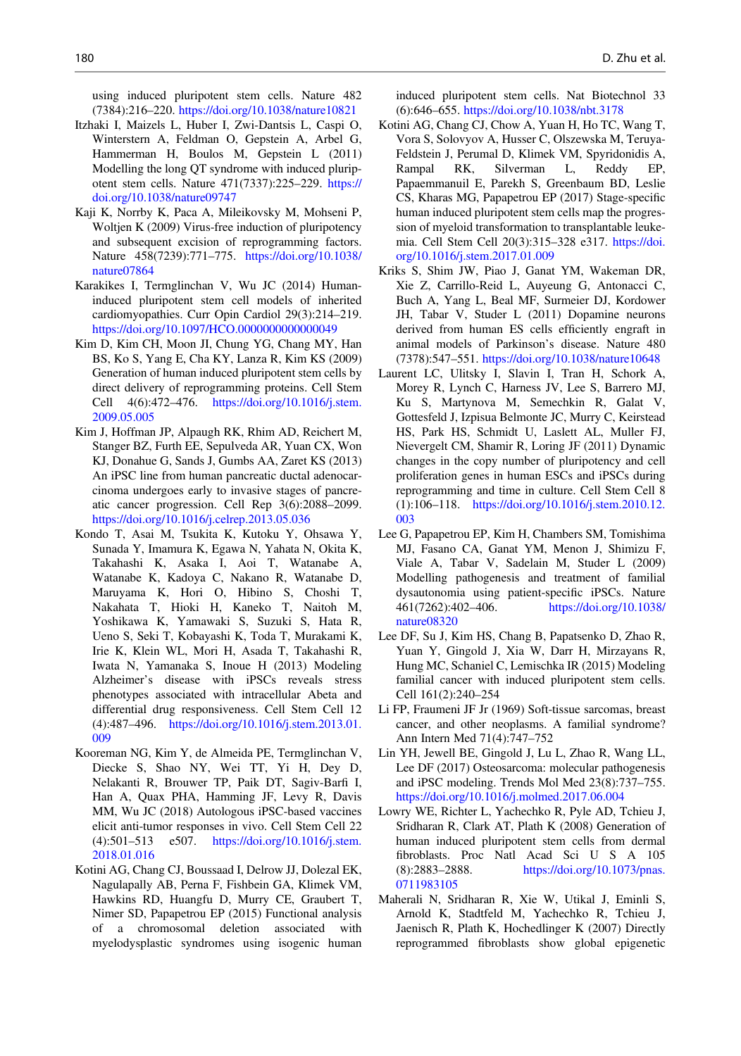using induced pluripotent stem cells. Nature 482 (7384):216–220. https://doi.org/10.1038/nature10821

Itzhaki I, Maizels L, Huber I, Zwi-Dantsis L, Caspi O, Winterstern A, Feldman O, Gepstein A, Arbel G, Hammerman H, Boulos M, Gepstein L (2011) Modelling the long QT syndrome with induced pluripotent stem cells. Nature 471(7337):225–229. https://doi.org/10.1038/nature09747

Kaji K, Norrby K, Paca A, Mileikovsky M, Mohseni P, Woltjen K (2009) Virus-free induction of pluripotency and subsequent excision of reprogramming factors. Nature 458(7239):771–775. https://doi.org/10.1038/nature07864

Karakikes I, Termglinchan V, Wu JC (2014) Human-induced pluripotent stem cell models of inherited cardiomyopathies. Curr Opin Cardiol 29(3):214–219. https://doi.org/10.1097/HCO.0000000000000049

Kim D, Kim CH, Moon JI, Chung YG, Chang MY, Han BS, Ko S, Yang E, Cha KY, Lanza R, Kim KS (2009) Generation of human induced pluripotent stem cells by direct delivery of reprogramming proteins. Cell Stem Cell 4(6):472–476. https://doi.org/10.1016/j.stem.2009.05.005

Kim J, Hoffman JP, Alpaugh RK, Rhim AD, Reichert M, Stanger BZ, Furth EE, Sepulveda AR, Yuan CX, Won KJ, Donahue G, Sands J, Gumbs AA, Zaret KS (2013) An iPSC line from human pancreatic ductal adenocarcinoma undergoes early to invasive stages of pancreatic cancer progression. Cell Rep 3(6):2088–2099. https://doi.org/10.1016/j.celrep.2013.05.036

Kondo T, Asai M, Tsukita K, Kutoku Y, Ohsawa Y, Sunada Y, Imamura K, Egawa N, Yahata N, Okita K, Takahashi K, Asaka I, Aoi T, Watanabe A, Watanabe K, Kadoya C, Nakano R, Watanabe D, Maruyama K, Hori O, Hibino S, Choshi T, Nakahata T, Hioki H, Kaneko T, Naitoh M, Yoshikawa K, Yamawaki S, Suzuki S, Hata R, Ueno S, Seki T, Kobayashi K, Toda T, Murakami K, Irie K, Klein WL, Mori H, Asada T, Takahashi R, Iwata N, Yamanaka S, Inoue H (2013) Modeling Alzheimer's disease with iPSCs reveals stress phenotypes associated with intracellular Abeta and differential drug responsiveness. Cell Stem Cell 12 (4):487–496. https://doi.org/10.1016/j.stem.2013.01.009

Kooreman NG, Kim Y, de Almeida PE, Termglinchan V, Diecke S, Shao NY, Wei TT, Yi H, Dey D, Nelakanti R, Brouwer TP, Paik DT, Sagiv-Barfi I, Han A, Quax PHA, Hamming JF, Levy R, Davis MM, Wu JC (2018) Autologous iPSC-based vaccines elicit anti-tumor responses in vivo. Cell Stem Cell 22 (4):501–513 e507. https://doi.org/10.1016/j.stem.2018.01.016

Kotini AG, Chang CJ, Boussaad I, Delrow JJ, Dolezal EK, Nagulapally AB, Perna F, Fishbein GA, Klimek VM, Hawkins RD, Huangfu D, Murry CE, Graubert T, Nimer SD, Papapetrou EP (2015) Functional analysis of a chromosomal deletion associated with myelodysplastic syndromes using isogenic human induced pluripotent stem cells. Nat Biotechnol 33 (6):646–655. https://doi.org/10.1038/nbt.3178

Kotini AG, Chang CJ, Chow A, Yuan H, Ho TC, Wang T, Vora S, Solovyov A, Husser C, Olszewska M, Teruya-Feldstein J, Perumal D, Klimek VM, Spyridonidis A, Rampal RK, Silverman L, Reddy EP, Papaemmanuil E, Parekh S, Greenbaum BD, Leslie CS, Kharas MG, Papapetrou EP (2017) Stage-specific human induced pluripotent stem cells map the progression of myeloid transformation to transplantable leukemia. Cell Stem Cell 20(3):315–328 e317. https://doi.org/10.1016/j.stem.2017.01.009

Kriks S, Shim JW, Piao J, Ganat YM, Wakeman DR, Xie Z, Carrillo-Reid L, Auyeung G, Antonacci C, Buch A, Yang L, Beal MF, Surmeier DJ, Kordower JH, Tabar V, Studer L (2011) Dopamine neurons derived from human ES cells efficiently engraft in animal models of Parkinson's disease. Nature 480 (7378):547–551. https://doi.org/10.1038/nature10648

Laurent LC, Ulitsky I, Slavin I, Tran H, Schork A, Morey R, Lynch C, Harness JV, Lee S, Barrero MJ, Ku S, Martynova M, Semechkin R, Galat V, Gottesfeld J, Izpisua Belmonte JC, Murry C, Keirstead HS, Park HS, Schmidt U, Laslett AL, Muller FJ, Nievergelt CM, Shamir R, Loring JF (2011) Dynamic changes in the copy number of pluripotency and cell proliferation genes in human ESCs and iPSCs during reprogramming and time in culture. Cell Stem Cell 8 (1):106–118. https://doi.org/10.1016/j.stem.2010.12.003

Lee G, Papapetrou EP, Kim H, Chambers SM, Tomishima MJ, Fasano CA, Ganat YM, Menon J, Shimizu F, Viale A, Tabar V, Sadelain M, Studer L (2009) Modelling pathogenesis and treatment of familial dysautonomia using patient-specific iPSCs. Nature 461(7262):402–406. https://doi.org/10.1038/nature08320

Lee DF, Su J, Kim HS, Chang B, Papatsenko D, Zhao R, Yuan Y, Gingold J, Xia W, Darr H, Mirzayans R, Hung MC, Schaniel C, Lemischka IR (2015) Modeling familial cancer with induced pluripotent stem cells. Cell 161(2):240–254

Li FP, Fraumeni JF Jr (1969) Soft-tissue sarcomas, breast cancer, and other neoplasms. A familial syndrome? Ann Intern Med 71(4):747–752

Lin YH, Jewell BE, Gingold J, Lu L, Zhao R, Wang LL, Lee DF (2017) Osteosarcoma: molecular pathogenesis and iPSC modeling. Trends Mol Med 23(8):737–755. https://doi.org/10.1016/j.molmed.2017.06.004

Lowry WE, Richter L, Yachechko R, Pyle AD, Tchieu J, Sridharan R, Clark AT, Plath K (2008) Generation of human induced pluripotent stem cells from dermal fibroblasts. Proc Natl Acad Sci U S A 105 (8):2883–2888. https://doi.org/10.1073/pnas.0711983105

Maherali N, Sridharan R, Xie W, Utikal J, Eminli S, Arnold K, Stadtfeld M, Yachechko R, Tchieu J, Jaenisch R, Plath K, Hochedlinger K (2007) Directly reprogrammed fibroblasts show global epigenetic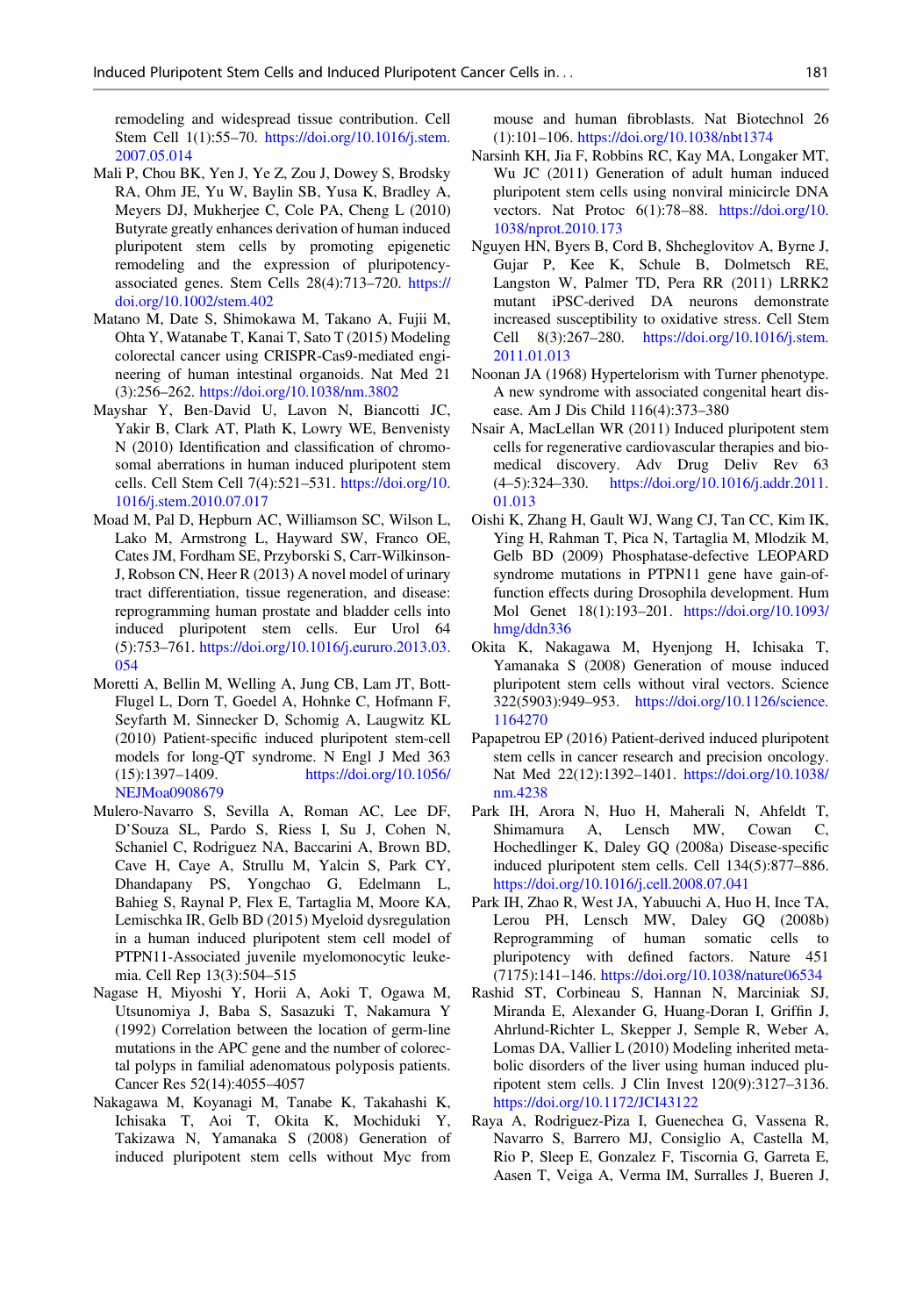remodeling and widespread tissue contribution. Cell Stem Cell 1(1):55–70. https://doi.org/10.1016/j.stem.2007.05.014

Mali P, Chou BK, Yen J, Ye Z, Zou J, Dowey S, Brodsky RA, Ohm JE, Yu W, Baylin SB, Yusa K, Bradley A, Meyers DJ, Mukherjee C, Cole PA, Cheng L (2010) Butyrate greatly enhances derivation of human induced pluripotent stem cells by promoting epigenetic remodeling and the expression of pluripotency-associated genes. Stem Cells 28(4):713–720. https://doi.org/10.1002/stem.402

Matano M, Date S, Shimokawa M, Takano A, Fujii M, Ohta Y, Watanabe T, Kanai T, Sato T (2015) Modeling colorectal cancer using CRISPR-Cas9-mediated engineering of human intestinal organoids. Nat Med 21 (3):256–262. https://doi.org/10.1038/nm.3802

Mayshar Y, Ben-David U, Lavon N, Biancotti JC, Yakir B, Clark AT, Plath K, Lowry WE, Benvenisty N (2010) Identification and classification of chromosomal aberrations in human induced pluripotent stem cells. Cell Stem Cell 7(4):521–531. https://doi.org/10.1016/j.stem.2010.07.017

Moad M, Pal D, Hepburn AC, Williamson SC, Wilson L, Lako M, Armstrong L, Hayward SW, Franco OE, Cates JM, Fordham SE, Przyborski S, Carr-Wilkinson-J, Robson CN, Heer R (2013) A novel model of urinary tract differentiation, tissue regeneration, and disease: reprogramming human prostate and bladder cells into induced pluripotent stem cells. Eur Urol 64 (5):753–761. https://doi.org/10.1016/j.eururo.2013.03.054

Moretti A, Bellin M, Welling A, Jung CB, Lam JT, Bott-Flugel L, Dorn T, Goedel A, Hohnke C, Hofmann F, Seyfarth M, Sinnecker D, Schomig A, Laugwitz KL (2010) Patient-specific induced pluripotent stem-cell models for long-QT syndrome. N Engl J Med 363 (15):1397–1409. https://doi.org/10.1056/NEJMoa0908679

Mulero-Navarro S, Sevilla A, Roman AC, Lee DF, D'Souza SL, Pardo S, Riess I, Su J, Cohen N, Schaniel C, Rodriguez NA, Baccarini A, Brown BD, Cave H, Caye A, Strullu M, Yalcin S, Park CY, Dhandapany PS, Yongchao G, Edelmann L, Bahieg S, Raynal P, Flex E, Tartaglia M, Moore KA, Lemischka IR, Gelb BD (2015) Myeloid dysregulation in a human induced pluripotent stem cell model of PTPN11-Associated juvenile myelomonocytic leukemia. Cell Rep 13(3):504–515

Nagase H, Miyoshi Y, Horii A, Aoki T, Ogawa M, Utsunomiya J, Baba S, Sasazuki T, Nakamura Y (1992) Correlation between the location of germ-line mutations in the APC gene and the number of colorectal polyps in familial adenomatous polyposis patients. Cancer Res 52(14):4055–4057

Nakagawa M, Koyanagi M, Tanabe K, Takahashi K, Ichisaka T, Aoi T, Okita K, Mochiduki Y, Takizawa N, Yamanaka S (2008) Generation of induced pluripotent stem cells without Myc from mouse and human fibroblasts. Nat Biotechnol 26 (1):101–106. https://doi.org/10.1038/nbt1374

Narsinh KH, Jia F, Robbins RC, Kay MA, Longaker MT, Wu JC (2011) Generation of adult human induced pluripotent stem cells using nonviral minicircle DNA vectors. Nat Protoc 6(1):78–88. https://doi.org/10.1038/nprot.2010.173

Nguyen HN, Byers B, Cord B, Shcheglovitov A, Byrne J, Gujar P, Kee K, Schule B, Dolmetsch RE, Langston W, Palmer TD, Pera RR (2011) LRRK2 mutant iPSC-derived DA neurons demonstrate increased susceptibility to oxidative stress. Cell Stem Cell 8(3):267–280. https://doi.org/10.1016/j.stem.2011.01.013

Noonan JA (1968) Hypertelorism with Turner phenotype. A new syndrome with associated congenital heart disease. Am J Dis Child 116(4):373–380

Nsair A, MacLellan WR (2011) Induced pluripotent stem cells for regenerative cardiovascular therapies and biomedical discovery. Adv Drug Deliv Rev 63 (4–5):324–330. https://doi.org/10.1016/j.addr.2011.01.013

Oishi K, Zhang H, Gault WJ, Wang CJ, Tan CC, Kim IK, Ying H, Rahman T, Pica N, Tartaglia M, Mlodzik M, Gelb BD (2009) Phosphatase-defective LEOPARD syndrome mutations in PTPN11 gene have gain-of-function effects during Drosophila development. Hum Mol Genet 18(1):193–201. https://doi.org/10.1093/hmg/ddn336

Okita K, Nakagawa M, Hyenjong H, Ichisaka T, Yamanaka S (2008) Generation of mouse induced pluripotent stem cells without viral vectors. Science 322(5903):949–953. https://doi.org/10.1126/science.1164270

Papapetrou EP (2016) Patient-derived induced pluripotent stem cells in cancer research and precision oncology. Nat Med 22(12):1392–1401. https://doi.org/10.1038/nm.4238

Park IH, Arora N, Huo H, Maherali N, Ahfeldt T, Shimamura A, Lensch MW, Cowan C, Hochedlinger K, Daley GQ (2008a) Disease-specific induced pluripotent stem cells. Cell 134(5):877–886. https://doi.org/10.1016/j.cell.2008.07.041

Park IH, Zhao R, West JA, Yabuuchi A, Huo H, Ince TA, Lerou PH, Lensch MW, Daley GQ (2008b) Reprogramming of human somatic cells to pluripotency with defined factors. Nature 451 (7175):141–146. https://doi.org/10.1038/nature06534

Rashid ST, Corbineau S, Hannan N, Marciniak SJ, Miranda E, Alexander G, Huang-Doran I, Griffin J, Ahrlund-Richter L, Skepper J, Semple R, Weber A, Lomas DA, Vallier L (2010) Modeling inherited metabolic disorders of the liver using human induced pluripotent stem cells. J Clin Invest 120(9):3127–3136. https://doi.org/10.1172/JCI43122

Raya A, Rodriguez-Piza I, Guenechea G, Vassena R, Navarro S, Barrero MJ, Consiglio A, Castella M, Rio P, Sleep E, Gonzalez F, Tiscornia G, Garreta E, Aasen T, Veiga A, Verma IM, Surralles J, Bueren J,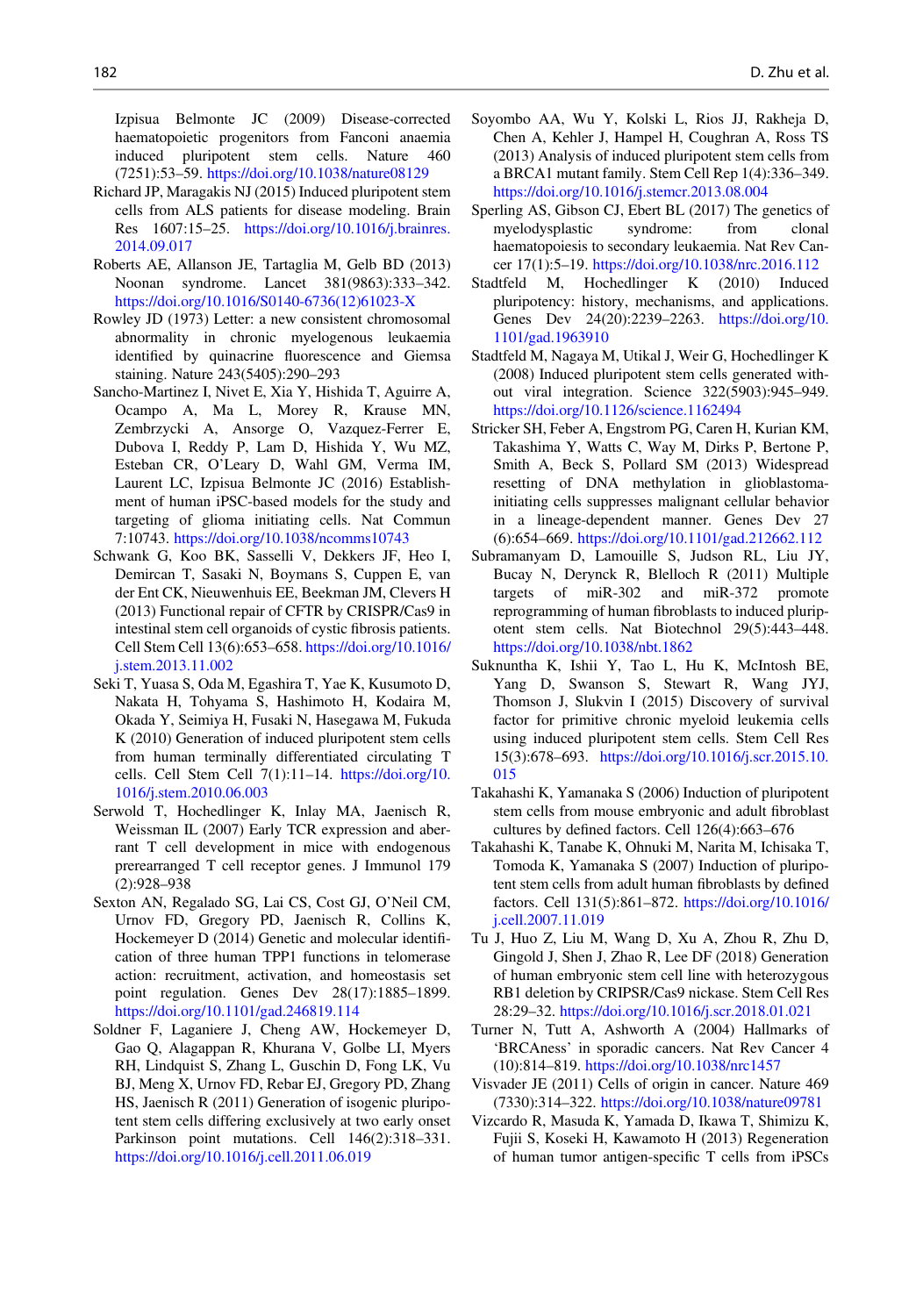Izpisua Belmonte JC (2009) Disease-corrected haematopoietic progenitors from Fanconi anaemia induced pluripotent stem cells. Nature 460 (7251):53–59. https://doi.org/10.1038/nature08129

Richard JP, Maragakis NJ (2015) Induced pluripotent stem cells from ALS patients for disease modeling. Brain Res 1607:15–25. https://doi.org/10.1016/j.brainres.2014.09.017

Roberts AE, Allanson JE, Tartaglia M, Gelb BD (2013) Noonan syndrome. Lancet 381(9863):333–342. https://doi.org/10.1016/S0140-6736(12)61023-X

Rowley JD (1973) Letter: a new consistent chromosomal abnormality in chronic myelogenous leukaemia identified by quinacrine fluorescence and Giemsa staining. Nature 243(5405):290–293

Sancho-Martinez I, Nivet E, Xia Y, Hishida T, Aguirre A, Ocampo A, Ma L, Morey R, Krause MN, Zembrzycki A, Ansorge O, Vazquez-Ferrer E, Dubova I, Reddy P, Lam D, Hishida Y, Wu MZ, Esteban CR, O'Leary D, Wahl GM, Verma IM, Laurent LC, Izpisua Belmonte JC (2016) Establishment of human iPSC-based models for the study and targeting of glioma initiating cells. Nat Commun 7:10743. https://doi.org/10.1038/ncomms10743

Schwank G, Koo BK, Sasselli V, Dekkers JF, Heo I, Demircan T, Sasaki N, Boymans S, Cuppen E, van der Ent CK, Nieuwenhuis EE, Beekman JM, Clevers H (2013) Functional repair of CFTR by CRISPR/Cas9 in intestinal stem cell organoids of cystic fibrosis patients. Cell Stem Cell 13(6):653–658. https://doi.org/10.1016/j.stem.2013.11.002

Seki T, Yuasa S, Oda M, Egashira T, Yae K, Kusumoto D, Nakata H, Tohyama S, Hashimoto H, Kodaira M, Okada Y, Seimiya H, Fusaki N, Hasegawa M, Fukuda K (2010) Generation of induced pluripotent stem cells from human terminally differentiated circulating T cells. Cell Stem Cell 7(1):11–14. https://doi.org/10.1016/j.stem.2010.06.003

Serwold T, Hochedlinger K, Inlay MA, Jaenisch R, Weissman IL (2007) Early TCR expression and aberrant T cell development in mice with endogenous prerearranged T cell receptor genes. J Immunol 179 (2):928–938

Sexton AN, Regalado SG, Lai CS, Cost GJ, O'Neil CM, Urnov FD, Gregory PD, Jaenisch R, Collins K, Hockemeyer D (2014) Genetic and molecular identification of three human TPP1 functions in telomerase action: recruitment, activation, and homeostasis set point regulation. Genes Dev 28(17):1885–1899. https://doi.org/10.1101/gad.246819.114

Soldner F, Laganiere J, Cheng AW, Hockemeyer D, Gao Q, Alagappan R, Khurana V, Golbe LI, Myers RH, Lindquist S, Zhang L, Guschin D, Fong LK, Vu BJ, Meng X, Urnov FD, Rebar EJ, Gregory PD, Zhang HS, Jaenisch R (2011) Generation of isogenic pluripotent stem cells differing exclusively at two early onset Parkinson point mutations. Cell 146(2):318–331. https://doi.org/10.1016/j.cell.2011.06.019

Soyombo AA, Wu Y, Kolski L, Rios JJ, Rakheja D, Chen A, Kehler J, Hampel H, Coughran A, Ross TS (2013) Analysis of induced pluripotent stem cells from a BRCA1 mutant family. Stem Cell Rep 1(4):336–349. https://doi.org/10.1016/j.stemcr.2013.08.004

Sperling AS, Gibson CJ, Ebert BL (2017) The genetics of myelodysplastic syndrome: from clonal haematopoiesis to secondary leukaemia. Nat Rev Cancer 17(1):5–19. https://doi.org/10.1038/nrc.2016.112

Stadtfeld M, Hochedlinger K (2010) Induced pluripotency: history, mechanisms, and applications. Genes Dev 24(20):2239–2263. https://doi.org/10.1101/gad.1963910

Stadtfeld M, Nagaya M, Utikal J, Weir G, Hochedlinger K (2008) Induced pluripotent stem cells generated without viral integration. Science 322(5903):945–949. https://doi.org/10.1126/science.1162494

Stricker SH, Feber A, Engstrom PG, Caren H, Kurian KM, Takashima Y, Watts C, Way M, Dirks P, Bertone P, Smith A, Beck S, Pollard SM (2013) Widespread resetting of DNA methylation in glioblastoma-initiating cells suppresses malignant cellular behavior in a lineage-dependent manner. Genes Dev 27 (6):654–669. https://doi.org/10.1101/gad.212662.112

Subramanyam D, Lamouille S, Judson RL, Liu JY, Bucay N, Derynck R, Blelloch R (2011) Multiple targets of miR-302 and miR-372 promote reprogramming of human fibroblasts to induced pluripotent stem cells. Nat Biotechnol 29(5):443–448. https://doi.org/10.1038/nbt.1862

Suknuntha K, Ishii Y, Tao L, Hu K, McIntosh BE, Yang D, Swanson S, Stewart R, Wang JYJ, Thomson J, Slukvin I (2015) Discovery of survival factor for primitive chronic myeloid leukemia cells using induced pluripotent stem cells. Stem Cell Res 15(3):678–693. https://doi.org/10.1016/j.scr.2015.10.015

Takahashi K, Yamanaka S (2006) Induction of pluripotent stem cells from mouse embryonic and adult fibroblast cultures by defined factors. Cell 126(4):663–676

Takahashi K, Tanabe K, Ohnuki M, Narita M, Ichisaka T, Tomoda K, Yamanaka S (2007) Induction of pluripotent stem cells from adult human fibroblasts by defined factors. Cell 131(5):861–872. https://doi.org/10.1016/j.cell.2007.11.019

Tu J, Huo Z, Liu M, Wang D, Xu A, Zhou R, Zhu D, Gingold J, Shen J, Zhao R, Lee DF (2018) Generation of human embryonic stem cell line with heterozygous RB1 deletion by CRISPR/Cas9 nickase. Stem Cell Res 28:29–32. https://doi.org/10.1016/j.scr.2018.01.021

Turner N, Tutt A, Ashworth A (2004) Hallmarks of 'BRCAness' in sporadic cancers. Nat Rev Cancer 4 (10):814–819. https://doi.org/10.1038/nrc1457

Visvader JE (2011) Cells of origin in cancer. Nature 469 (7330):314–322. https://doi.org/10.1038/nature09781

Vizcardo R, Masuda K, Yamada D, Ikawa T, Shimizu K, Fujii S, Koseki H, Kawamoto H (2013) Regeneration of human tumor antigen-specific T cells from iPSCs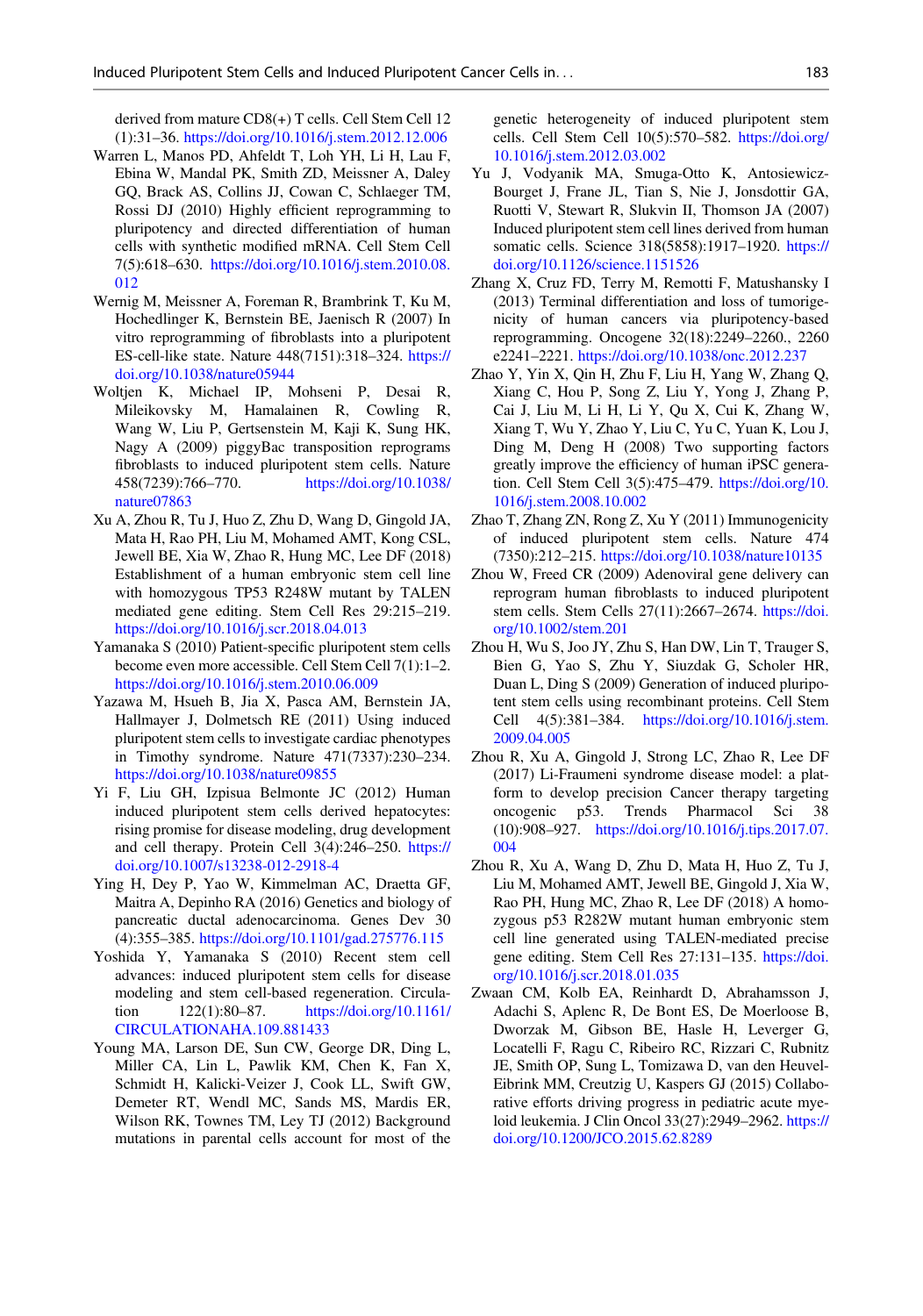derived from mature CD8(+) T cells. Cell Stem Cell 12 (1):31–36. https://doi.org/10.1016/j.stem.2012.12.006

Warren L, Manos PD, Ahfeldt T, Loh YH, Li H, Lau F, Ebina W, Mandal PK, Smith ZD, Meissner A, Daley GQ, Brack AS, Collins JJ, Cowan C, Schlaeger TM, Rossi DJ (2010) Highly efficient reprogramming to pluripotency and directed differentiation of human cells with synthetic modified mRNA. Cell Stem Cell 7(5):618–630. https://doi.org/10.1016/j.stem.2010.08.012

Wernig M, Meissner A, Foreman R, Brambrink T, Ku M, Hochedlinger K, Bernstein BE, Jaenisch R (2007) In vitro reprogramming of fibroblasts into a pluripotent ES-cell-like state. Nature 448(7151):318–324. https://doi.org/10.1038/nature05944

Woltjen K, Michael IP, Mohseni P, Desai R, Mileikovsky M, Hamalainen R, Cowling R, Wang W, Liu P, Gertsenstein M, Kaji K, Sung HK, Nagy A (2009) piggyBac transposition reprograms fibroblasts to induced pluripotent stem cells. Nature 458(7239):766–770. https://doi.org/10.1038/nature07863

Xu A, Zhou R, Tu J, Huo Z, Zhu D, Wang D, Gingold JA, Mata H, Rao PH, Liu M, Mohamed AMT, Kong CSL, Jewell BE, Xia W, Zhao R, Hung MC, Lee DF (2018) Establishment of a human embryonic stem cell line with homozygous TP53 R248W mutant by TALEN mediated gene editing. Stem Cell Res 29:215–219. https://doi.org/10.1016/j.scr.2018.04.013

Yamanaka S (2010) Patient-specific pluripotent stem cells become even more accessible. Cell Stem Cell 7(1):1–2. https://doi.org/10.1016/j.stem.2010.06.009

Yazawa M, Hsueh B, Jia X, Pasca AM, Bernstein JA, Hallmayer J, Dolmetsch RE (2011) Using induced pluripotent stem cells to investigate cardiac phenotypes in Timothy syndrome. Nature 471(7337):230–234. https://doi.org/10.1038/nature09855

Yi F, Liu GH, Izpisua Belmonte JC (2012) Human induced pluripotent stem cells derived hepatocytes: rising promise for disease modeling, drug development and cell therapy. Protein Cell 3(4):246–250. https://doi.org/10.1007/s13238-012-2918-4

Ying H, Dey P, Yao W, Kimmelman AC, Draetta GF, Maitra A, Depinho RA (2016) Genetics and biology of pancreatic ductal adenocarcinoma. Genes Dev 30 (4):355–385. https://doi.org/10.1101/gad.275776.115

Yoshida Y, Yamanaka S (2010) Recent stem cell advances: induced pluripotent stem cells for disease modeling and stem cell-based regeneration. Circulation 122(1):80–87. https://doi.org/10.1161/CIRCULATIONAHA.109.881433

Young MA, Larson DE, Sun CW, George DR, Ding L, Miller CA, Lin L, Pawlik KM, Chen K, Fan X, Schmidt H, Kalicki-Veizer J, Cook LL, Swift GW, Demeter RT, Wendl MC, Sands MS, Mardis ER, Wilson RK, Townes TM, Ley TJ (2012) Background mutations in parental cells account for most of the genetic heterogeneity of induced pluripotent stem cells. Cell Stem Cell 10(5):570–582. https://doi.org/10.1016/j.stem.2012.03.002

Yu J, Vodyanik MA, Smuga-Otto K, Antosiewicz-Bourget J, Frane JL, Tian S, Nie J, Jonsdottir GA, Ruotti V, Stewart R, Slukvin II, Thomson JA (2007) Induced pluripotent stem cell lines derived from human somatic cells. Science 318(5858):1917–1920. https://doi.org/10.1126/science.1151526

Zhang X, Cruz FD, Terry M, Remotti F, Matushansky I (2013) Terminal differentiation and loss of tumorigenicity of human cancers via pluripotency-based reprogramming. Oncogene 32(18):2249–2260., 2260 e2241–2221. https://doi.org/10.1038/onc.2012.237

Zhao Y, Yin X, Qin H, Zhu F, Liu H, Yang W, Zhang Q, Xiang C, Hou P, Song Z, Liu Y, Yong J, Zhang P, Cai J, Liu M, Li H, Li Y, Qu X, Cui K, Zhang W, Xiang T, Wu Y, Zhao Y, Liu C, Yu C, Yuan K, Lou J, Ding M, Deng H (2008) Two supporting factors greatly improve the efficiency of human iPSC generation. Cell Stem Cell 3(5):475–479. https://doi.org/10.1016/j.stem.2008.10.002

Zhao T, Zhang ZN, Rong Z, Xu Y (2011) Immunogenicity of induced pluripotent stem cells. Nature 474 (7350):212–215. https://doi.org/10.1038/nature10135

Zhou W, Freed CR (2009) Adenoviral gene delivery can reprogram human fibroblasts to induced pluripotent stem cells. Stem Cells 27(11):2667–2674. https://doi.org/10.1002/stem.201

Zhou H, Wu S, Joo JY, Zhu S, Han DW, Lin T, Trauger S, Bien G, Yao S, Zhu Y, Siuzdak G, Scholer HR, Duan L, Ding S (2009) Generation of induced pluripotent stem cells using recombinant proteins. Cell Stem Cell 4(5):381–384. https://doi.org/10.1016/j.stem.2009.04.005

Zhou R, Xu A, Gingold J, Strong LC, Zhao R, Lee DF (2017) Li-Fraumeni syndrome disease model: a platform to develop precision Cancer therapy targeting oncogenic p53. Trends Pharmacol Sci 38 (10):908–927. https://doi.org/10.1016/j.tips.2017.07.004

Zhou R, Xu A, Wang D, Zhu D, Mata H, Huo Z, Tu J, Liu M, Mohamed AMT, Jewell BE, Gingold J, Xia W, Rao PH, Hung MC, Zhao R, Lee DF (2018) A homozygous p53 R282W mutant human embryonic stem cell line generated using TALEN-mediated precise gene editing. Stem Cell Res 27:131–135. https://doi.org/10.1016/j.scr.2018.01.035

Zwaan CM, Kolb EA, Reinhardt D, Abrahamsson J, Adachi S, Aplenc R, De Bont ES, De Moerloose B, Dworzak M, Gibson BE, Hasle H, Leverger G, Locatelli F, Ragu C, Ribeiro RC, Rizzari C, Rubnitz JE, Smith OP, Sung L, Tomizawa D, van den Heuvel-Eibrink MM, Creutzig U, Kaspers GJ (2015) Collaborative efforts driving progress in pediatric acute myeloid leukemia. J Clin Oncol 33(27):2949–2962. https://doi.org/10.1200/JCO.2015.62.8289